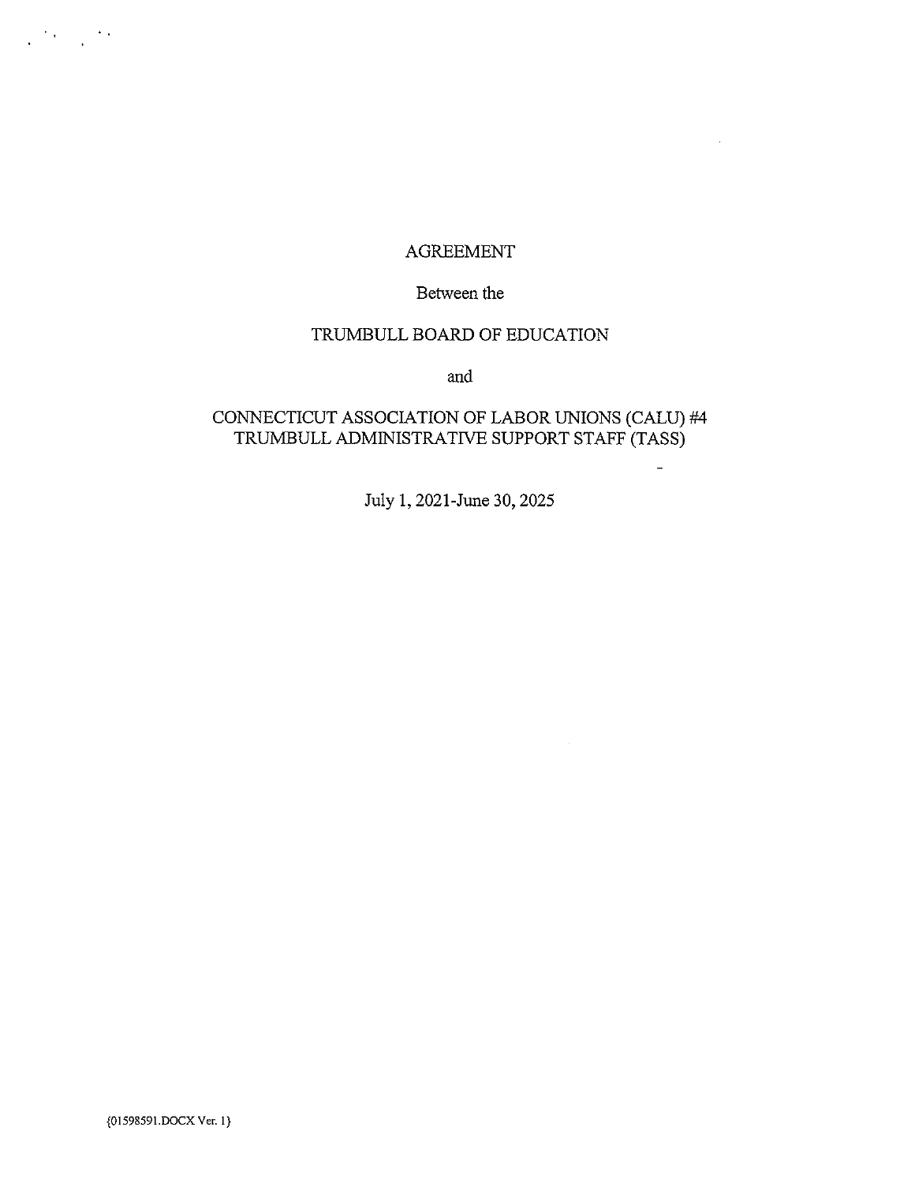# AGREEMENT

Between the

TRUMBULL BOARD OF EDUCATION

and

CONNECTICUT ASSOCIATION OF LABOR UNIONS (CALU) #4
TRUMBULL ADMINISTRATIVE SUPPORT STAFF (TASS)

July 1, 2021-June 30, 2025

{01598591.DOCX Ver. 1}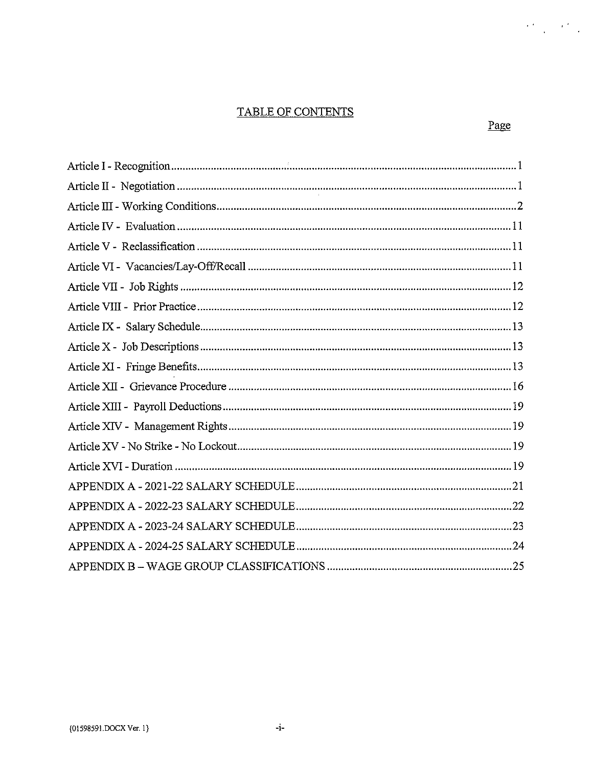# TABLE OF CONTENTS

| | Page |
|---|---|
| Article I - Recognition | 1 |
| Article II - Negotiation | 1 |
| Article III - Working Conditions | 2 |
| Article IV - Evaluation | 11 |
| Article V - Reclassification | 11 |
| Article VI - Vacancies/Lay-Off/Recall | 11 |
| Article VII - Job Rights | 12 |
| Article VIII - Prior Practice | 12 |
| Article IX - Salary Schedule | 13 |
| Article X - Job Descriptions | 13 |
| Article XI - Fringe Benefits | 13 |
| Article XII - Grievance Procedure | 16 |
| Article XIII - Payroll Deductions | 19 |
| Article XIV - Management Rights | 19 |
| Article XV - No Strike - No Lockout | 19 |
| Article XVI - Duration | 19 |
| APPENDIX A - 2021-22 SALARY SCHEDULE | 21 |
| APPENDIX A - 2022-23 SALARY SCHEDULE | 22 |
| APPENDIX A - 2023-24 SALARY SCHEDULE | 23 |
| APPENDIX A - 2024-25 SALARY SCHEDULE | 24 |
| APPENDIX B – WAGE GROUP CLASSIFICATIONS | 25 |

{01598591.DOCX Ver. 1}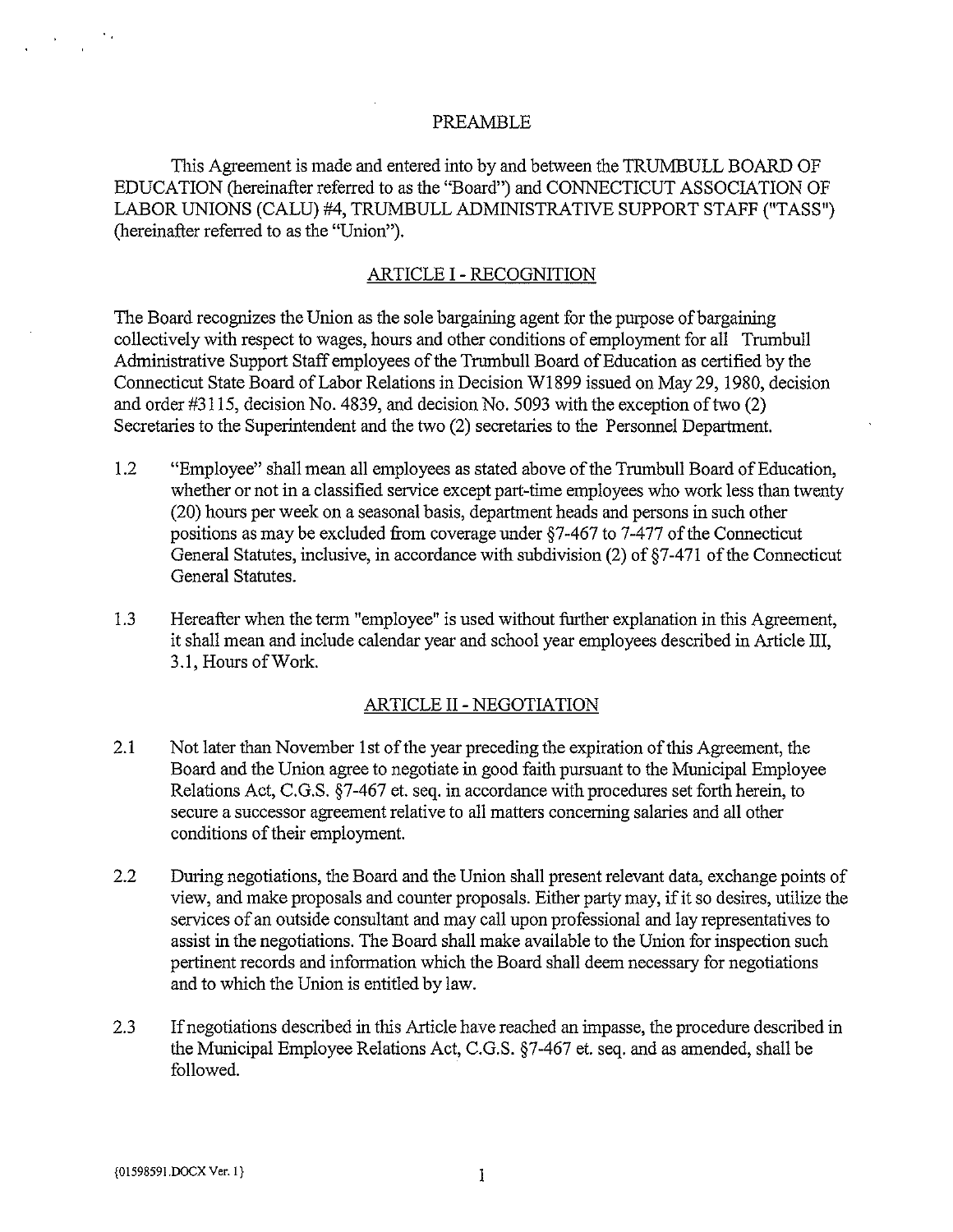## PREAMBLE

This Agreement is made and entered into by and between the TRUMBULL BOARD OF EDUCATION (hereinafter referred to as the "Board") and CONNECTICUT ASSOCIATION OF LABOR UNIONS (CALU) #4, TRUMBULL ADMINISTRATIVE SUPPORT STAFF ("TASS") (hereinafter referred to as the "Union").

## ARTICLE I - RECOGNITION

The Board recognizes the Union as the sole bargaining agent for the purpose of bargaining collectively with respect to wages, hours and other conditions of employment for all Trumbull Administrative Support Staff employees of the Trumbull Board of Education as certified by the Connecticut State Board of Labor Relations in Decision W1899 issued on May 29, 1980, decision and order #3115, decision No. 4839, and decision No. 5093 with the exception of two (2) Secretaries to the Superintendent and the two (2) secretaries to the Personnel Department.

1.2 "Employee" shall mean all employees as stated above of the Trumbull Board of Education, whether or not in a classified service except part-time employees who work less than twenty (20) hours per week on a seasonal basis, department heads and persons in such other positions as may be excluded from coverage under §7-467 to 7-477 of the Connecticut General Statutes, inclusive, in accordance with subdivision (2) of §7-471 of the Connecticut General Statutes.

1.3 Hereafter when the term "employee" is used without further explanation in this Agreement, it shall mean and include calendar year and school year employees described in Article III, 3.1, Hours of Work.

## ARTICLE II - NEGOTIATION

2.1 Not later than November 1st of the year preceding the expiration of this Agreement, the Board and the Union agree to negotiate in good faith pursuant to the Municipal Employee Relations Act, C.G.S. §7-467 et. seq. in accordance with procedures set forth herein, to secure a successor agreement relative to all matters concerning salaries and all other conditions of their employment.

2.2 During negotiations, the Board and the Union shall present relevant data, exchange points of view, and make proposals and counter proposals. Either party may, if it so desires, utilize the services of an outside consultant and may call upon professional and lay representatives to assist in the negotiations. The Board shall make available to the Union for inspection such pertinent records and information which the Board shall deem necessary for negotiations and to which the Union is entitled by law.

2.3 If negotiations described in this Article have reached an impasse, the procedure described in the Municipal Employee Relations Act, C.G.S. §7-467 et. seq. and as amended, shall be followed.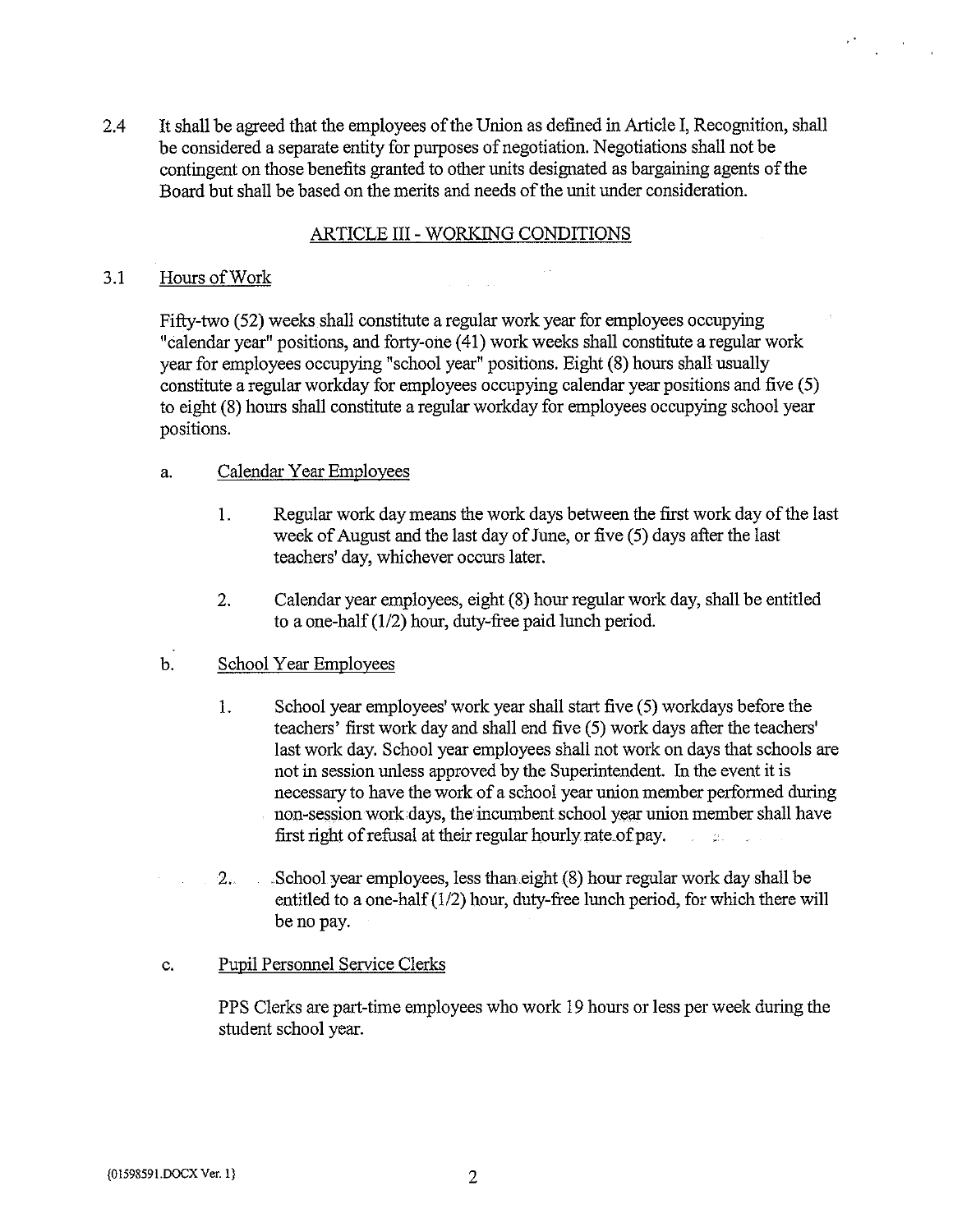2.4 It shall be agreed that the employees of the Union as defined in Article I, Recognition, shall be considered a separate entity for purposes of negotiation. Negotiations shall not be contingent on those benefits granted to other units designated as bargaining agents of the Board but shall be based on the merits and needs of the unit under consideration.

## ARTICLE III - WORKING CONDITIONS

3.1 Hours of Work

Fifty-two (52) weeks shall constitute a regular work year for employees occupying "calendar year" positions, and forty-one (41) work weeks shall constitute a regular work year for employees occupying "school year" positions. Eight (8) hours shall usually constitute a regular workday for employees occupying calendar year positions and five (5) to eight (8) hours shall constitute a regular workday for employees occupying school year positions.

a. Calendar Year Employees

1. Regular work day means the work days between the first work day of the last week of August and the last day of June, or five (5) days after the last teachers' day, whichever occurs later.

2. Calendar year employees, eight (8) hour regular work day, shall be entitled to a one-half (1/2) hour, duty-free paid lunch period.

b. School Year Employees

1. School year employees' work year shall start five (5) workdays before the teachers' first work day and shall end five (5) work days after the teachers' last work day. School year employees shall not work on days that schools are not in session unless approved by the Superintendent. In the event it is necessary to have the work of a school year union member performed during non-session work days, the incumbent school year union member shall have first right of refusal at their regular hourly rate of pay.

2. School year employees, less than eight (8) hour regular work day shall be entitled to a one-half (1/2) hour, duty-free lunch period, for which there will be no pay.

c. Pupil Personnel Service Clerks

PPS Clerks are part-time employees who work 19 hours or less per week during the student school year.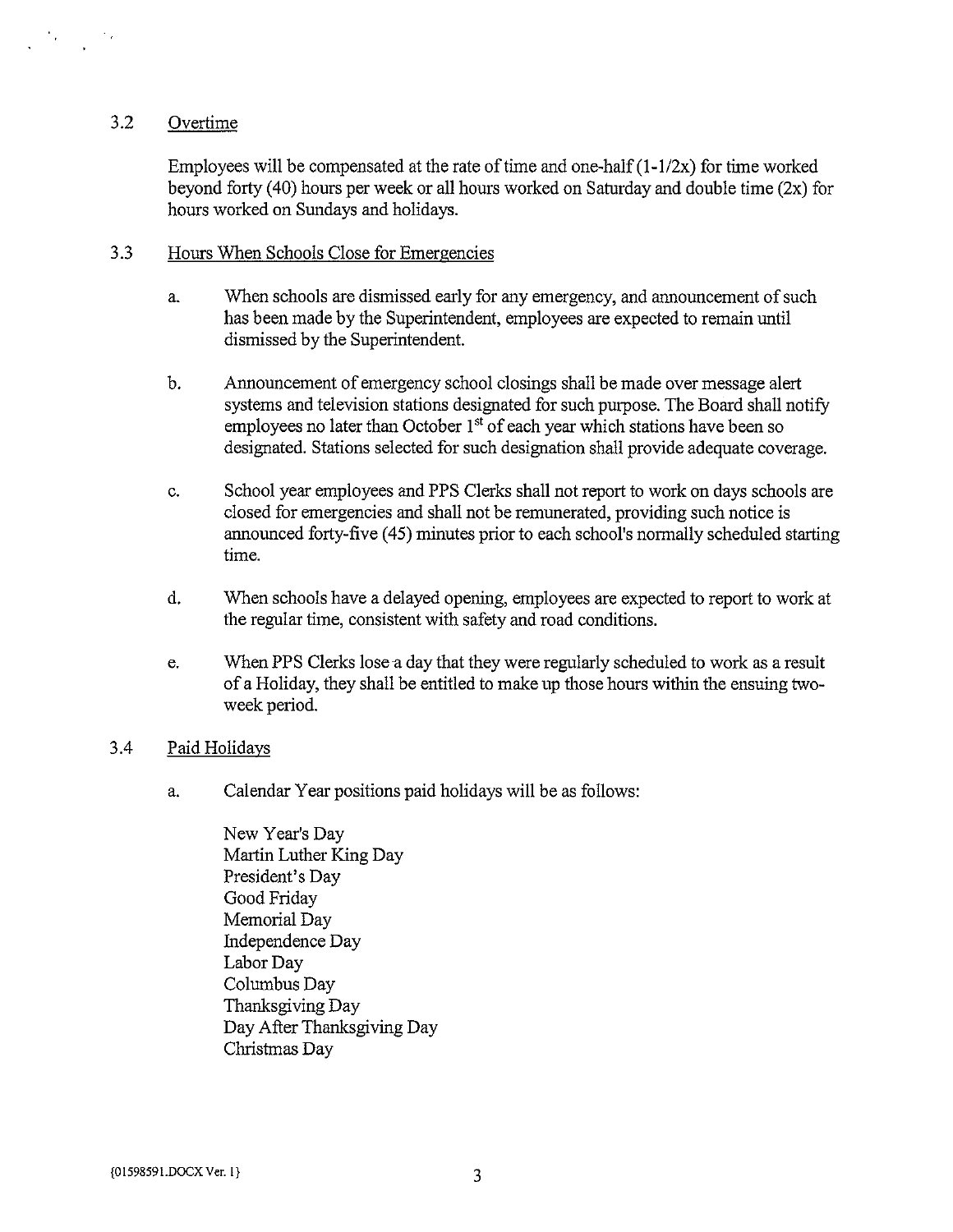### 3.2 Overtime

Employees will be compensated at the rate of time and one-half (1-1/2x) for time worked beyond forty (40) hours per week or all hours worked on Saturday and double time (2x) for hours worked on Sundays and holidays.

### 3.3 Hours When Schools Close for Emergencies

a. When schools are dismissed early for any emergency, and announcement of such has been made by the Superintendent, employees are expected to remain until dismissed by the Superintendent.

b. Announcement of emergency school closings shall be made over message alert systems and television stations designated for such purpose. The Board shall notify employees no later than October 1st of each year which stations have been so designated. Stations selected for such designation shall provide adequate coverage.

c. School year employees and PPS Clerks shall not report to work on days schools are closed for emergencies and shall not be remunerated, providing such notice is announced forty-five (45) minutes prior to each school's normally scheduled starting time.

d. When schools have a delayed opening, employees are expected to report to work at the regular time, consistent with safety and road conditions.

e. When PPS Clerks lose a day that they were regularly scheduled to work as a result of a Holiday, they shall be entitled to make up those hours within the ensuing two-week period.

### 3.4 Paid Holidays

a. Calendar Year positions paid holidays will be as follows:

New Year's Day
Martin Luther King Day
President's Day
Good Friday
Memorial Day
Independence Day
Labor Day
Columbus Day
Thanksgiving Day
Day After Thanksgiving Day
Christmas Day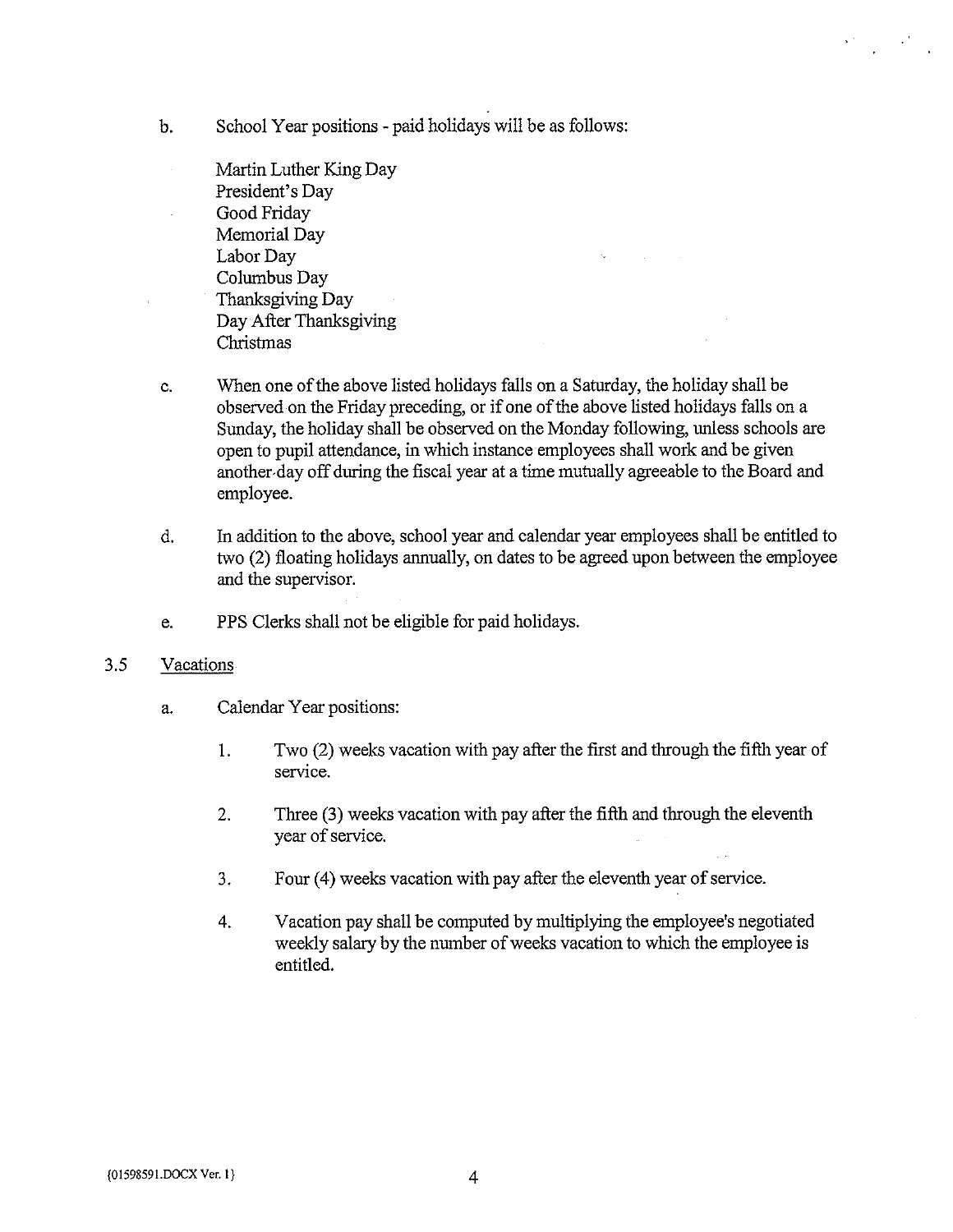b. School Year positions - paid holidays will be as follows:

   Martin Luther King Day
   President's Day
   Good Friday
   Memorial Day
   Labor Day
   Columbus Day
   Thanksgiving Day
   Day After Thanksgiving
   Christmas

c. When one of the above listed holidays falls on a Saturday, the holiday shall be observed on the Friday preceding, or if one of the above listed holidays falls on a Sunday, the holiday shall be observed on the Monday following, unless schools are open to pupil attendance, in which instance employees shall work and be given another day off during the fiscal year at a time mutually agreeable to the Board and employee.

d. In addition to the above, school year and calendar year employees shall be entitled to two (2) floating holidays annually, on dates to be agreed upon between the employee and the supervisor.

e. PPS Clerks shall not be eligible for paid holidays.

3.5 Vacations

a. Calendar Year positions:

   1. Two (2) weeks vacation with pay after the first and through the fifth year of service.

   2. Three (3) weeks vacation with pay after the fifth and through the eleventh year of service.

   3. Four (4) weeks vacation with pay after the eleventh year of service.

   4. Vacation pay shall be computed by multiplying the employee's negotiated weekly salary by the number of weeks vacation to which the employee is entitled.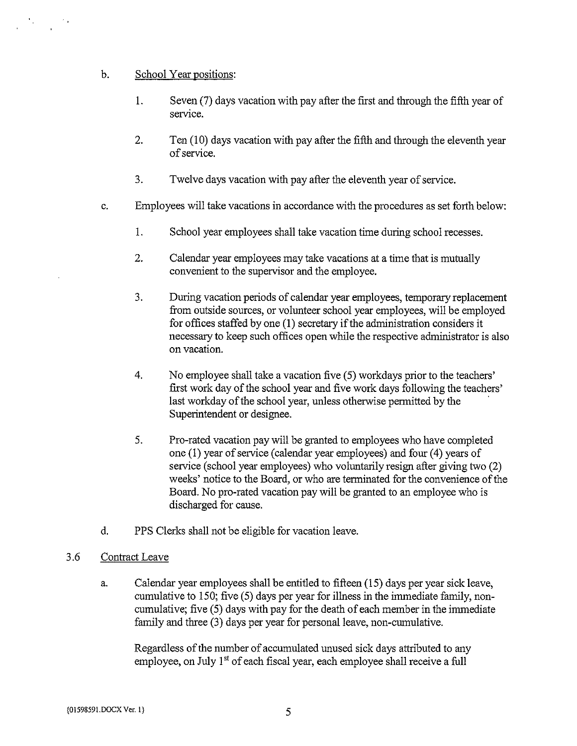b. <u>School Year positions</u>:

1. Seven (7) days vacation with pay after the first and through the fifth year of service.

2. Ten (10) days vacation with pay after the fifth and through the eleventh year of service.

3. Twelve days vacation with pay after the eleventh year of service.

c. Employees will take vacations in accordance with the procedures as set forth below:

1. School year employees shall take vacation time during school recesses.

2. Calendar year employees may take vacations at a time that is mutually convenient to the supervisor and the employee.

3. During vacation periods of calendar year employees, temporary replacement from outside sources, or volunteer school year employees, will be employed for offices staffed by one (1) secretary if the administration considers it necessary to keep such offices open while the respective administrator is also on vacation.

4. No employee shall take a vacation five (5) workdays prior to the teachers' first work day of the school year and five work days following the teachers' last workday of the school year, unless otherwise permitted by the Superintendent or designee.

5. Pro-rated vacation pay will be granted to employees who have completed one (1) year of service (calendar year employees) and four (4) years of service (school year employees) who voluntarily resign after giving two (2) weeks' notice to the Board, or who are terminated for the convenience of the Board. No pro-rated vacation pay will be granted to an employee who is discharged for cause.

d. PPS Clerks shall not be eligible for vacation leave.

## 3.6 <u>Contract Leave</u>

a. Calendar year employees shall be entitled to fifteen (15) days per year sick leave, cumulative to 150; five (5) days per year for illness in the immediate family, non-cumulative; five (5) days with pay for the death of each member in the immediate family and three (3) days per year for personal leave, non-cumulative.

Regardless of the number of accumulated unused sick days attributed to any employee, on July 1st of each fiscal year, each employee shall receive a full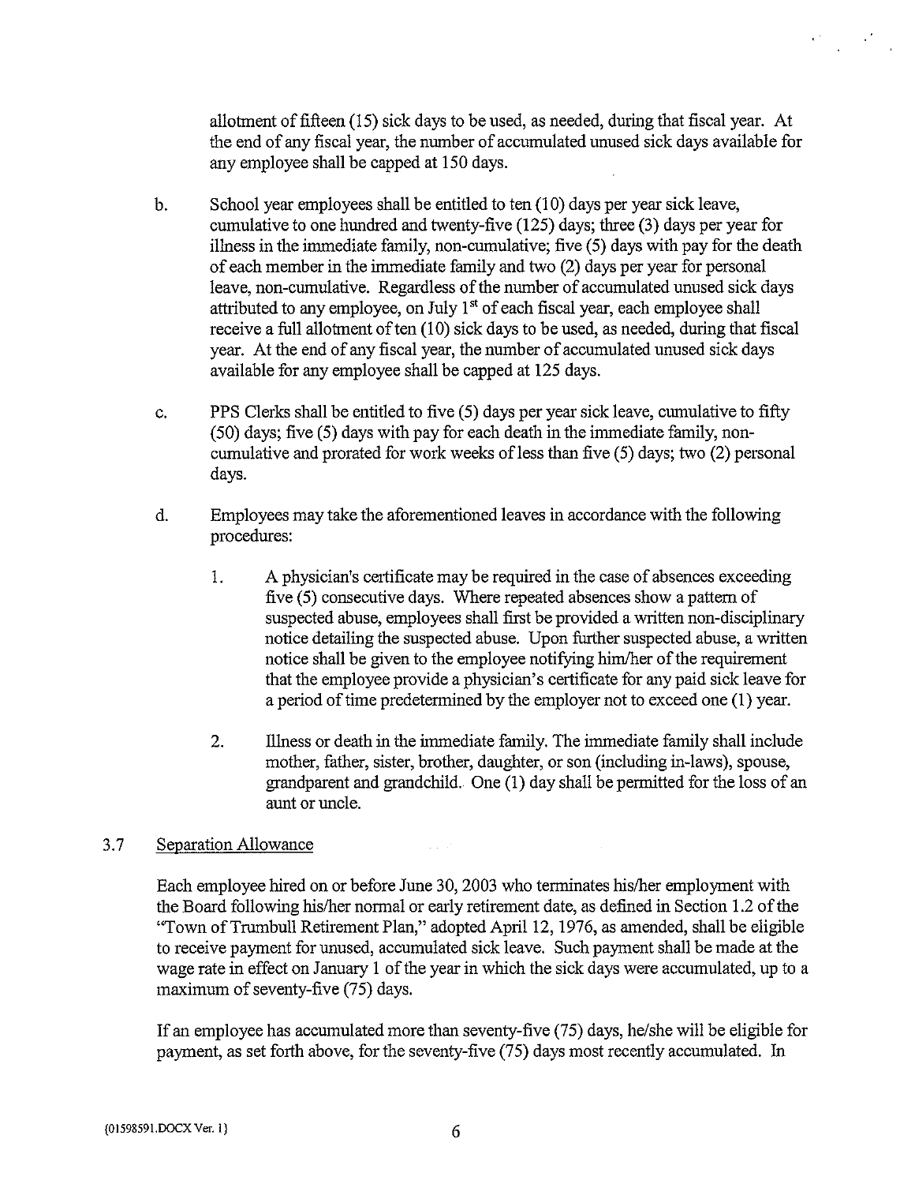allotment of fifteen (15) sick days to be used, as needed, during that fiscal year. At the end of any fiscal year, the number of accumulated unused sick days available for any employee shall be capped at 150 days.

b. School year employees shall be entitled to ten (10) days per year sick leave, cumulative to one hundred and twenty-five (125) days; three (3) days per year for illness in the immediate family, non-cumulative; five (5) days with pay for the death of each member in the immediate family and two (2) days per year for personal leave, non-cumulative. Regardless of the number of accumulated unused sick days attributed to any employee, on July 1st of each fiscal year, each employee shall receive a full allotment of ten (10) sick days to be used, as needed, during that fiscal year. At the end of any fiscal year, the number of accumulated unused sick days available for any employee shall be capped at 125 days.

c. PPS Clerks shall be entitled to five (5) days per year sick leave, cumulative to fifty (50) days; five (5) days with pay for each death in the immediate family, non-cumulative and prorated for work weeks of less than five (5) days; two (2) personal days.

d. Employees may take the aforementioned leaves in accordance with the following procedures:

   1. A physician's certificate may be required in the case of absences exceeding five (5) consecutive days. Where repeated absences show a pattern of suspected abuse, employees shall first be provided a written non-disciplinary notice detailing the suspected abuse. Upon further suspected abuse, a written notice shall be given to the employee notifying him/her of the requirement that the employee provide a physician's certificate for any paid sick leave for a period of time predetermined by the employer not to exceed one (1) year.

   2. Illness or death in the immediate family. The immediate family shall include mother, father, sister, brother, daughter, or son (including in-laws), spouse, grandparent and grandchild. One (1) day shall be permitted for the loss of an aunt or uncle.

3.7 Separation Allowance

Each employee hired on or before June 30, 2003 who terminates his/her employment with the Board following his/her normal or early retirement date, as defined in Section 1.2 of the "Town of Trumbull Retirement Plan," adopted April 12, 1976, as amended, shall be eligible to receive payment for unused, accumulated sick leave. Such payment shall be made at the wage rate in effect on January 1 of the year in which the sick days were accumulated, up to a maximum of seventy-five (75) days.

If an employee has accumulated more than seventy-five (75) days, he/she will be eligible for payment, as set forth above, for the seventy-five (75) days most recently accumulated. In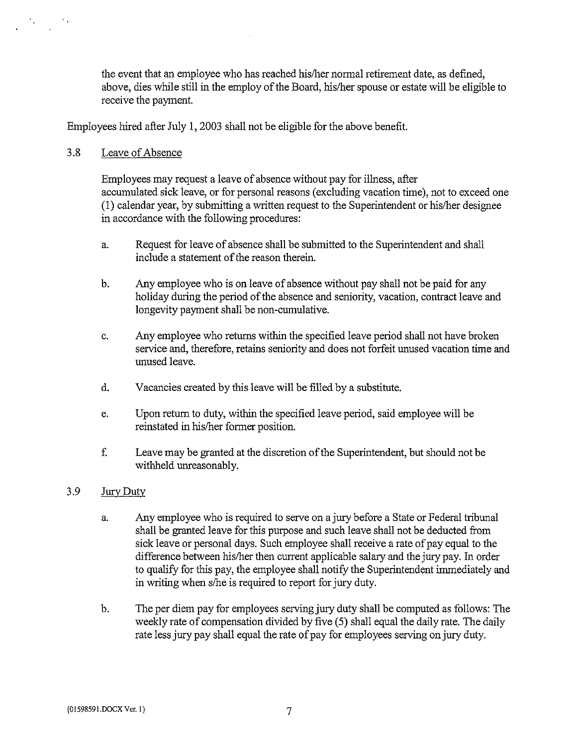the event that an employee who has reached his/her normal retirement date, as defined, above, dies while still in the employ of the Board, his/her spouse or estate will be eligible to receive the payment.

Employees hired after July 1, 2003 shall not be eligible for the above benefit.

### 3.8 Leave of Absence

Employees may request a leave of absence without pay for illness, after accumulated sick leave, or for personal reasons (excluding vacation time), not to exceed one (1) calendar year, by submitting a written request to the Superintendent or his/her designee in accordance with the following procedures:

a. Request for leave of absence shall be submitted to the Superintendent and shall include a statement of the reason therein.

b. Any employee who is on leave of absence without pay shall not be paid for any holiday during the period of the absence and seniority, vacation, contract leave and longevity payment shall be non-cumulative.

c. Any employee who returns within the specified leave period shall not have broken service and, therefore, retains seniority and does not forfeit unused vacation time and unused leave.

d. Vacancies created by this leave will be filled by a substitute.

e. Upon return to duty, within the specified leave period, said employee will be reinstated in his/her former position.

f. Leave may be granted at the discretion of the Superintendent, but should not be withheld unreasonably.

### 3.9 Jury Duty

a. Any employee who is required to serve on a jury before a State or Federal tribunal shall be granted leave for this purpose and such leave shall not be deducted from sick leave or personal days. Such employee shall receive a rate of pay equal to the difference between his/her then current applicable salary and the jury pay. In order to qualify for this pay, the employee shall notify the Superintendent immediately and in writing when s/he is required to report for jury duty.

b. The per diem pay for employees serving jury duty shall be computed as follows: The weekly rate of compensation divided by five (5) shall equal the daily rate. The daily rate less jury pay shall equal the rate of pay for employees serving on jury duty.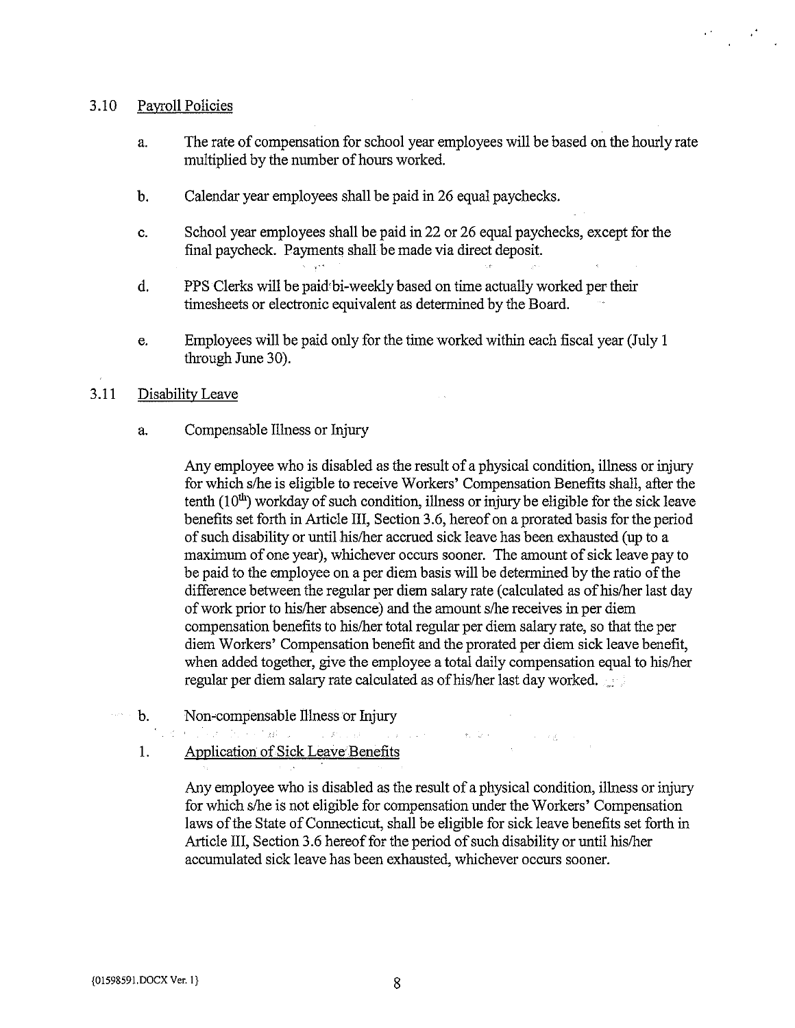3.10 Payroll Policies

a. The rate of compensation for school year employees will be based on the hourly rate multiplied by the number of hours worked.

b. Calendar year employees shall be paid in 26 equal paychecks.

c. School year employees shall be paid in 22 or 26 equal paychecks, except for the final paycheck. Payments shall be made via direct deposit.

d. PPS Clerks will be paid bi-weekly based on time actually worked per their timesheets or electronic equivalent as determined by the Board.

e. Employees will be paid only for the time worked within each fiscal year (July 1 through June 30).

3.11 Disability Leave

a. Compensable Illness or Injury

Any employee who is disabled as the result of a physical condition, illness or injury for which s/he is eligible to receive Workers' Compensation Benefits shall, after the tenth (10th) workday of such condition, illness or injury be eligible for the sick leave benefits set forth in Article III, Section 3.6, hereof on a prorated basis for the period of such disability or until his/her accrued sick leave has been exhausted (up to a maximum of one year), whichever occurs sooner. The amount of sick leave pay to be paid to the employee on a per diem basis will be determined by the ratio of the difference between the regular per diem salary rate (calculated as of his/her last day of work prior to his/her absence) and the amount s/he receives in per diem compensation benefits to his/her total regular per diem salary rate, so that the per diem Workers' Compensation benefit and the prorated per diem sick leave benefit, when added together, give the employee a total daily compensation equal to his/her regular per diem salary rate calculated as of his/her last day worked.

b. Non-compensable Illness or Injury

1. Application of Sick Leave Benefits

Any employee who is disabled as the result of a physical condition, illness or injury for which s/he is not eligible for compensation under the Workers' Compensation laws of the State of Connecticut, shall be eligible for sick leave benefits set forth in Article III, Section 3.6 hereof for the period of such disability or until his/her accumulated sick leave has been exhausted, whichever occurs sooner.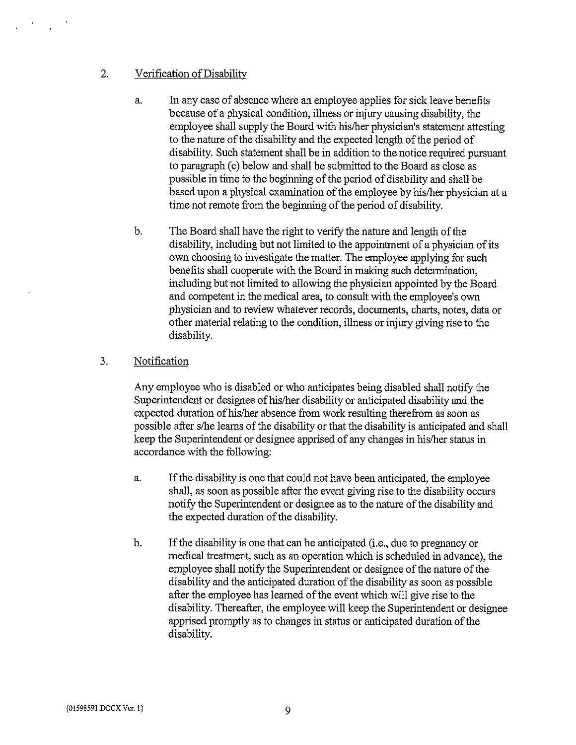2. Verification of Disability

   a. In any case of absence where an employee applies for sick leave benefits because of a physical condition, illness or injury causing disability, the employee shall supply the Board with his/her physician's statement attesting to the nature of the disability and the expected length of the period of disability. Such statement shall be in addition to the notice required pursuant to paragraph (c) below and shall be submitted to the Board as close as possible in time to the beginning of the period of disability and shall be based upon a physical examination of the employee by his/her physician at a time not remote from the beginning of the period of disability.

   b. The Board shall have the right to verify the nature and length of the disability, including but not limited to the appointment of a physician of its own choosing to investigate the matter. The employee applying for such benefits shall cooperate with the Board in making such determination, including but not limited to allowing the physician appointed by the Board and competent in the medical area, to consult with the employee's own physician and to review whatever records, documents, charts, notes, data or other material relating to the condition, illness or injury giving rise to the disability.

3. Notification

   Any employee who is disabled or who anticipates being disabled shall notify the Superintendent or designee of his/her disability or anticipated disability and the expected duration of his/her absence from work resulting therefrom as soon as possible after s/he learns of the disability or that the disability is anticipated and shall keep the Superintendent or designee apprised of any changes in his/her status in accordance with the following:

   a. If the disability is one that could not have been anticipated, the employee shall, as soon as possible after the event giving rise to the disability occurs notify the Superintendent or designee as to the nature of the disability and the expected duration of the disability.

   b. If the disability is one that can be anticipated (i.e., due to pregnancy or medical treatment, such as an operation which is scheduled in advance), the employee shall notify the Superintendent or designee of the nature of the disability and the anticipated duration of the disability as soon as possible after the employee has learned of the event which will give rise to the disability. Thereafter, the employee will keep the Superintendent or designee apprised promptly as to changes in status or anticipated duration of the disability.

{01598591.DOCX Ver. 1}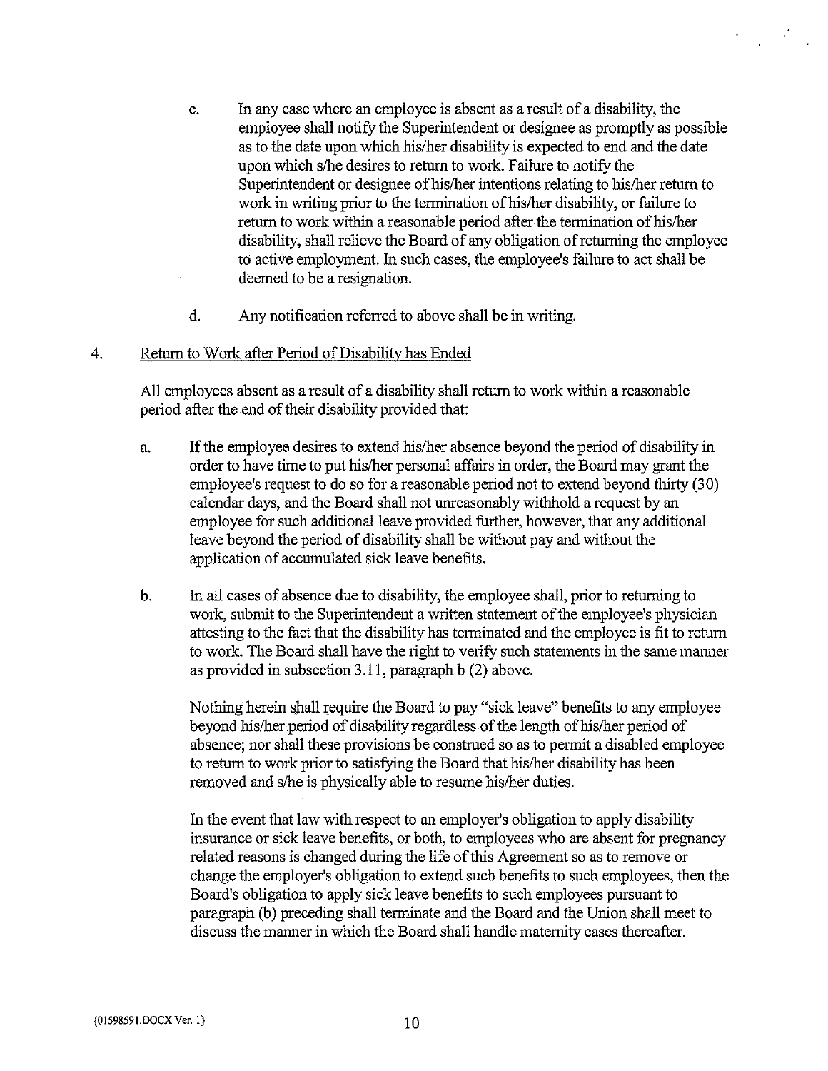c. In any case where an employee is absent as a result of a disability, the employee shall notify the Superintendent or designee as promptly as possible as to the date upon which his/her disability is expected to end and the date upon which s/he desires to return to work. Failure to notify the Superintendent or designee of his/her intentions relating to his/her return to work in writing prior to the termination of his/her disability, or failure to return to work within a reasonable period after the termination of his/her disability, shall relieve the Board of any obligation of returning the employee to active employment. In such cases, the employee's failure to act shall be deemed to be a resignation.

d. Any notification referred to above shall be in writing.

4. <u>Return to Work after Period of Disability has Ended</u>

All employees absent as a result of a disability shall return to work within a reasonable period after the end of their disability provided that:

a. If the employee desires to extend his/her absence beyond the period of disability in order to have time to put his/her personal affairs in order, the Board may grant the employee's request to do so for a reasonable period not to extend beyond thirty (30) calendar days, and the Board shall not unreasonably withhold a request by an employee for such additional leave provided further, however, that any additional leave beyond the period of disability shall be without pay and without the application of accumulated sick leave benefits.

b. In all cases of absence due to disability, the employee shall, prior to returning to work, submit to the Superintendent a written statement of the employee's physician attesting to the fact that the disability has terminated and the employee is fit to return to work. The Board shall have the right to verify such statements in the same manner as provided in subsection 3.11, paragraph b (2) above.

Nothing herein shall require the Board to pay "sick leave" benefits to any employee beyond his/her period of disability regardless of the length of his/her period of absence; nor shall these provisions be construed so as to permit a disabled employee to return to work prior to satisfying the Board that his/her disability has been removed and s/he is physically able to resume his/her duties.

In the event that law with respect to an employer's obligation to apply disability insurance or sick leave benefits, or both, to employees who are absent for pregnancy related reasons is changed during the life of this Agreement so as to remove or change the employer's obligation to extend such benefits to such employees, then the Board's obligation to apply sick leave benefits to such employees pursuant to paragraph (b) preceding shall terminate and the Board and the Union shall meet to discuss the manner in which the Board shall handle maternity cases thereafter.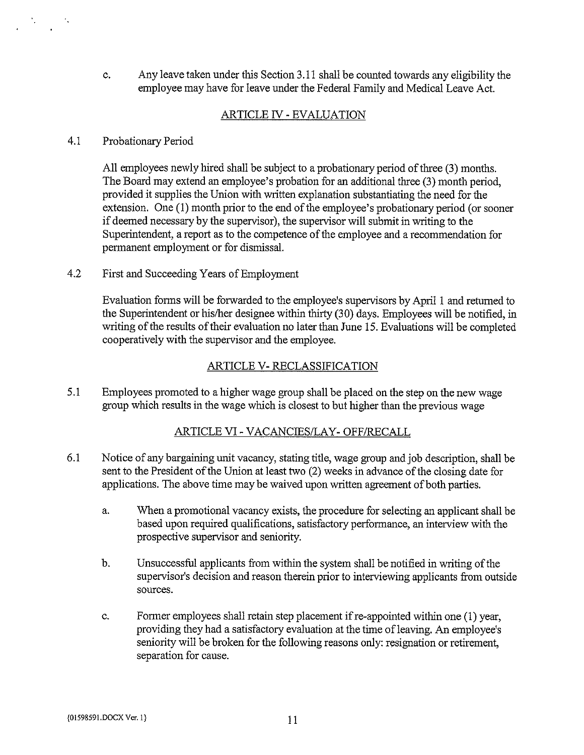c. Any leave taken under this Section 3.11 shall be counted towards any eligibility the employee may have for leave under the Federal Family and Medical Leave Act.

## ARTICLE IV - EVALUATION

4.1 Probationary Period

All employees newly hired shall be subject to a probationary period of three (3) months. The Board may extend an employee's probation for an additional three (3) month period, provided it supplies the Union with written explanation substantiating the need for the extension. One (1) month prior to the end of the employee's probationary period (or sooner if deemed necessary by the supervisor), the supervisor will submit in writing to the Superintendent, a report as to the competence of the employee and a recommendation for permanent employment or for dismissal.

4.2 First and Succeeding Years of Employment

Evaluation forms will be forwarded to the employee's supervisors by April 1 and returned to the Superintendent or his/her designee within thirty (30) days. Employees will be notified, in writing of the results of their evaluation no later than June 15. Evaluations will be completed cooperatively with the supervisor and the employee.

## ARTICLE V- RECLASSIFICATION

5.1 Employees promoted to a higher wage group shall be placed on the step on the new wage group which results in the wage which is closest to but higher than the previous wage

## ARTICLE VI - VACANCIES/LAY- OFF/RECALL

6.1 Notice of any bargaining unit vacancy, stating title, wage group and job description, shall be sent to the President of the Union at least two (2) weeks in advance of the closing date for applications. The above time may be waived upon written agreement of both parties.

a. When a promotional vacancy exists, the procedure for selecting an applicant shall be based upon required qualifications, satisfactory performance, an interview with the prospective supervisor and seniority.

b. Unsuccessful applicants from within the system shall be notified in writing of the supervisor's decision and reason therein prior to interviewing applicants from outside sources.

c. Former employees shall retain step placement if re-appointed within one (1) year, providing they had a satisfactory evaluation at the time of leaving. An employee's seniority will be broken for the following reasons only: resignation or retirement, separation for cause.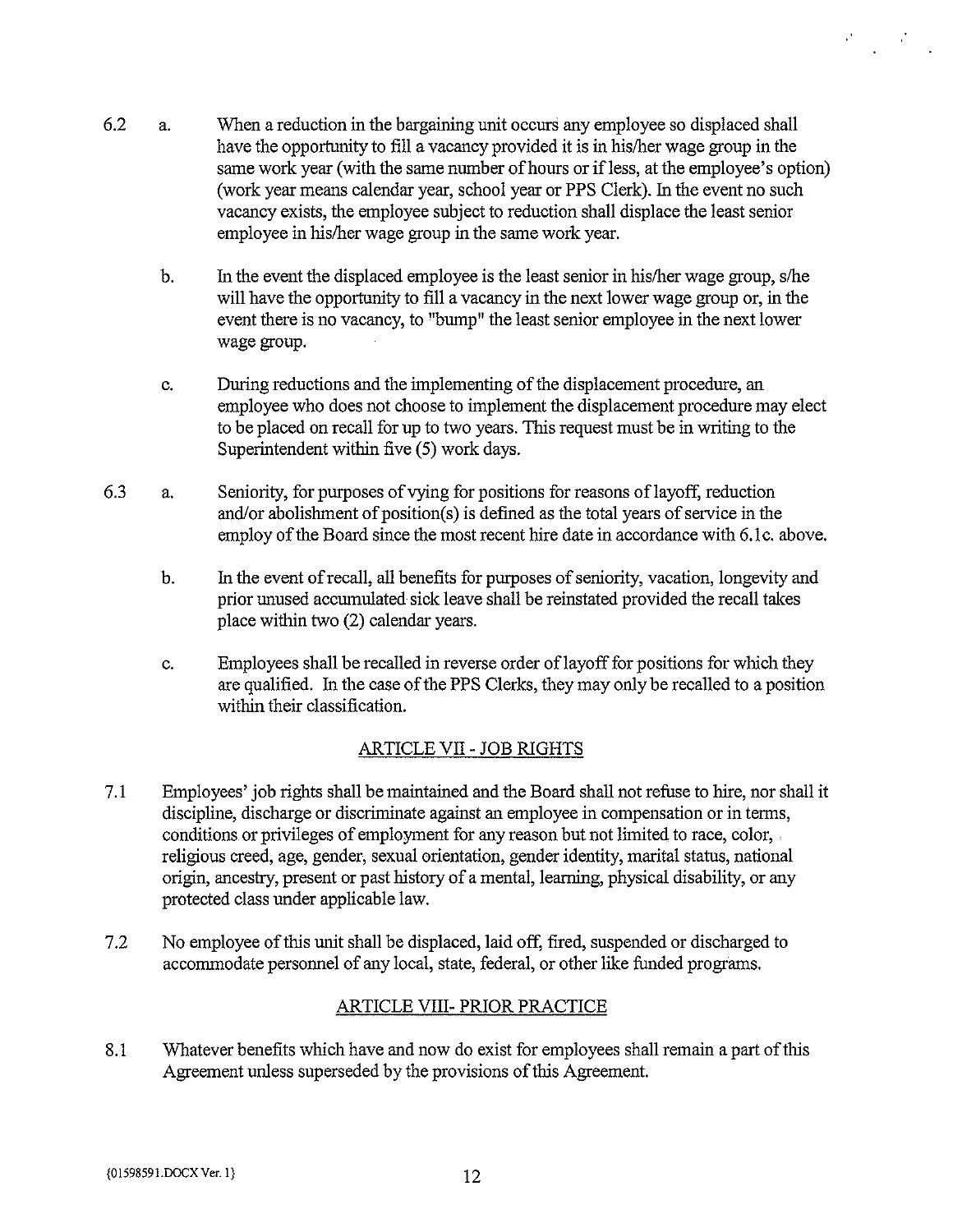6.2 a. When a reduction in the bargaining unit occurs any employee so displaced shall have the opportunity to fill a vacancy provided it is in his/her wage group in the same work year (with the same number of hours or if less, at the employee's option) (work year means calendar year, school year or PPS Clerk). In the event no such vacancy exists, the employee subject to reduction shall displace the least senior employee in his/her wage group in the same work year.

b. In the event the displaced employee is the least senior in his/her wage group, s/he will have the opportunity to fill a vacancy in the next lower wage group or, in the event there is no vacancy, to "bump" the least senior employee in the next lower wage group.

c. During reductions and the implementing of the displacement procedure, an employee who does not choose to implement the displacement procedure may elect to be placed on recall for up to two years. This request must be in writing to the Superintendent within five (5) work days.

6.3 a. Seniority, for purposes of vying for positions for reasons of layoff, reduction and/or abolishment of position(s) is defined as the total years of service in the employ of the Board since the most recent hire date in accordance with 6.1c. above.

b. In the event of recall, all benefits for purposes of seniority, vacation, longevity and prior unused accumulated sick leave shall be reinstated provided the recall takes place within two (2) calendar years.

c. Employees shall be recalled in reverse order of layoff for positions for which they are qualified. In the case of the PPS Clerks, they may only be recalled to a position within their classification.

## ARTICLE VII - JOB RIGHTS

7.1 Employees' job rights shall be maintained and the Board shall not refuse to hire, nor shall it discipline, discharge or discriminate against an employee in compensation or in terms, conditions or privileges of employment for any reason but not limited to race, color, religious creed, age, gender, sexual orientation, gender identity, marital status, national origin, ancestry, present or past history of a mental, learning, physical disability, or any protected class under applicable law.

7.2 No employee of this unit shall be displaced, laid off, fired, suspended or discharged to accommodate personnel of any local, state, federal, or other like funded programs.

## ARTICLE VIII- PRIOR PRACTICE

8.1 Whatever benefits which have and now do exist for employees shall remain a part of this Agreement unless superseded by the provisions of this Agreement.

{01598591.DOCX Ver. 1}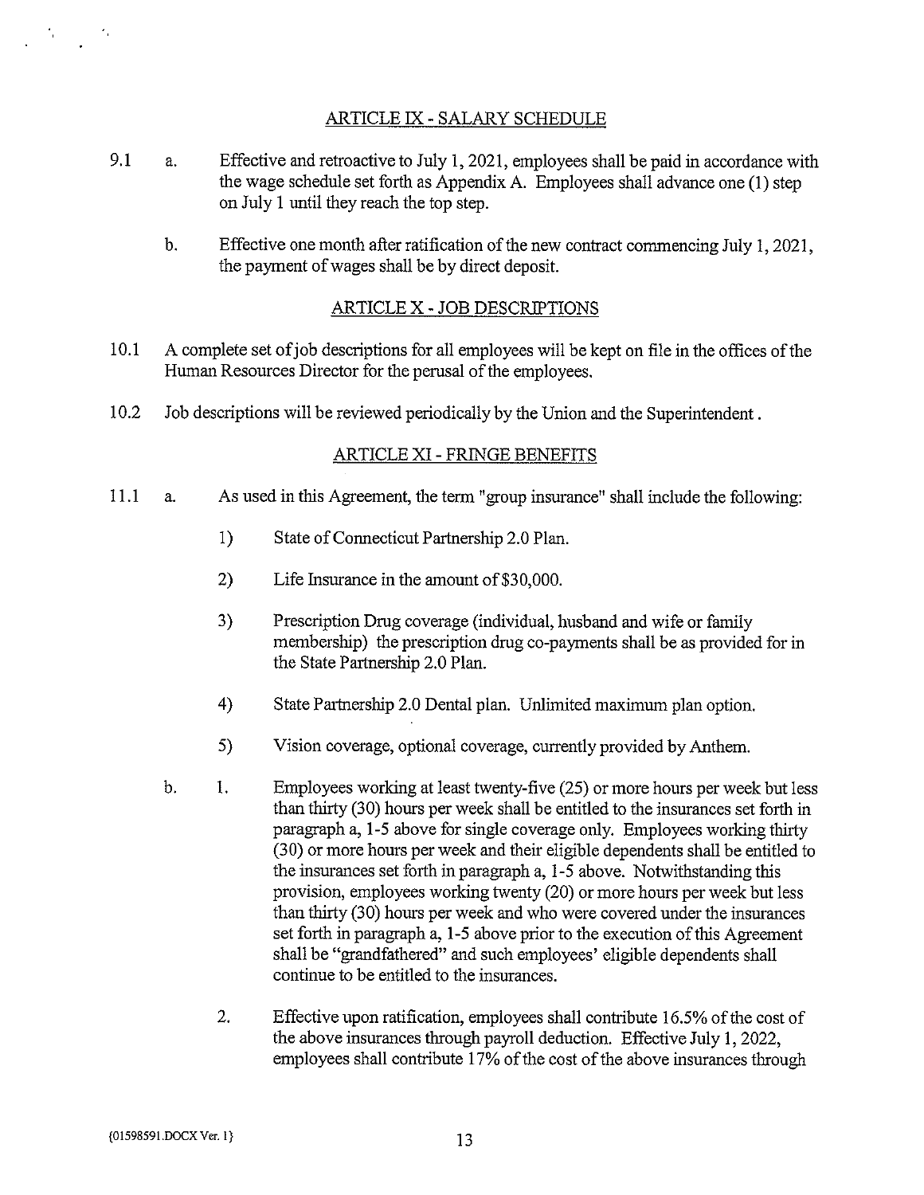## ARTICLE IX - SALARY SCHEDULE

9.1 a. Effective and retroactive to July 1, 2021, employees shall be paid in accordance with the wage schedule set forth as Appendix A. Employees shall advance one (1) step on July 1 until they reach the top step.

b. Effective one month after ratification of the new contract commencing July 1, 2021, the payment of wages shall be by direct deposit.

## ARTICLE X - JOB DESCRIPTIONS

10.1 A complete set of job descriptions for all employees will be kept on file in the offices of the Human Resources Director for the perusal of the employees.

10.2 Job descriptions will be reviewed periodically by the Union and the Superintendent.

## ARTICLE XI - FRINGE BENEFITS

11.1 a. As used in this Agreement, the term "group insurance" shall include the following:

1) State of Connecticut Partnership 2.0 Plan.

2) Life Insurance in the amount of $30,000.

3) Prescription Drug coverage (individual, husband and wife or family membership) the prescription drug co-payments shall be as provided for in the State Partnership 2.0 Plan.

4) State Partnership 2.0 Dental plan. Unlimited maximum plan option.

5) Vision coverage, optional coverage, currently provided by Anthem.

b. 1. Employees working at least twenty-five (25) or more hours per week but less than thirty (30) hours per week shall be entitled to the insurances set forth in paragraph a, 1-5 above for single coverage only. Employees working thirty (30) or more hours per week and their eligible dependents shall be entitled to the insurances set forth in paragraph a, 1-5 above. Notwithstanding this provision, employees working twenty (20) or more hours per week but less than thirty (30) hours per week and who were covered under the insurances set forth in paragraph a, 1-5 above prior to the execution of this Agreement shall be "grandfathered" and such employees' eligible dependents shall continue to be entitled to the insurances.

2. Effective upon ratification, employees shall contribute 16.5% of the cost of the above insurances through payroll deduction. Effective July 1, 2022, employees shall contribute 17% of the cost of the above insurances through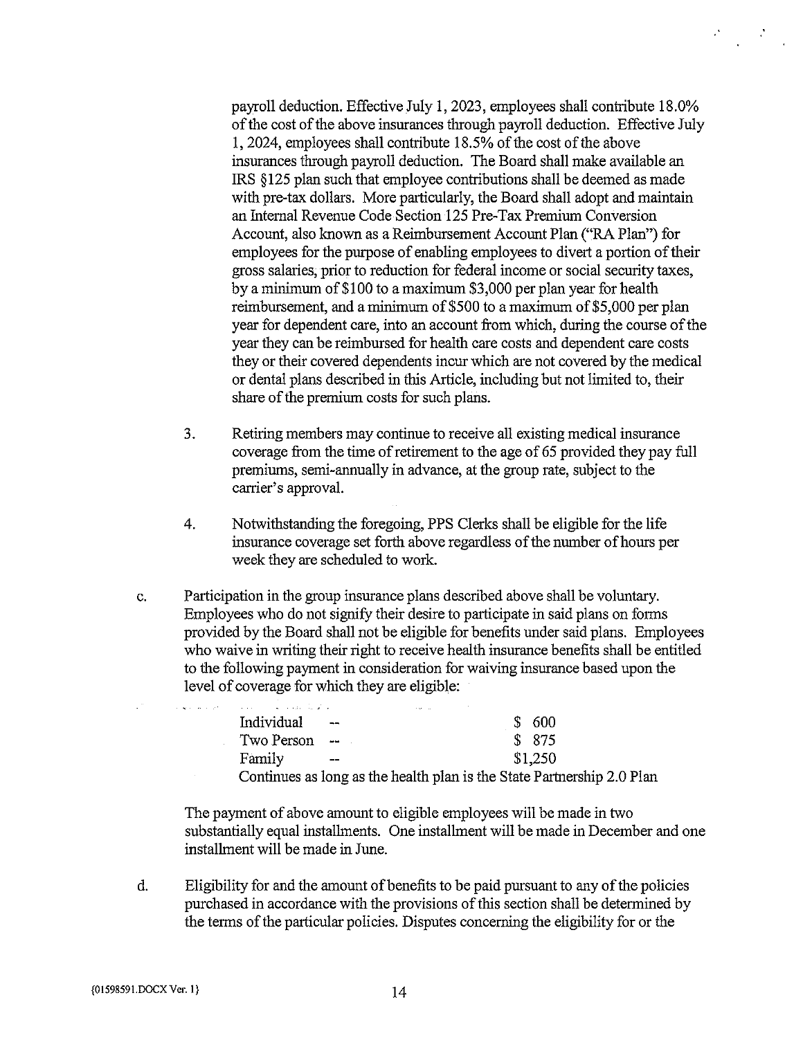payroll deduction. Effective July 1, 2023, employees shall contribute 18.0% of the cost of the above insurances through payroll deduction. Effective July 1, 2024, employees shall contribute 18.5% of the cost of the above insurances through payroll deduction. The Board shall make available an IRS §125 plan such that employee contributions shall be deemed as made with pre-tax dollars. More particularly, the Board shall adopt and maintain an Internal Revenue Code Section 125 Pre-Tax Premium Conversion Account, also known as a Reimbursement Account Plan ("RA Plan") for employees for the purpose of enabling employees to divert a portion of their gross salaries, prior to reduction for federal income or social security taxes, by a minimum of $100 to a maximum $3,000 per plan year for health reimbursement, and a minimum of $500 to a maximum of $5,000 per plan year for dependent care, into an account from which, during the course of the year they can be reimbursed for health care costs and dependent care costs they or their covered dependents incur which are not covered by the medical or dental plans described in this Article, including but not limited to, their share of the premium costs for such plans.

3. Retiring members may continue to receive all existing medical insurance coverage from the time of retirement to the age of 65 provided they pay full premiums, semi-annually in advance, at the group rate, subject to the carrier's approval.

4. Notwithstanding the foregoing, PPS Clerks shall be eligible for the life insurance coverage set forth above regardless of the number of hours per week they are scheduled to work.

c. Participation in the group insurance plans described above shall be voluntary. Employees who do not signify their desire to participate in said plans on forms provided by the Board shall not be eligible for benefits under said plans. Employees who waive in writing their right to receive health insurance benefits shall be entitled to the following payment in consideration for waiving insurance based upon the level of coverage for which they are eligible:

| | | |
|---|---|---|
| Individual | -- | $ 600 |
| Two Person | -- | $ 875 |
| Family | -- | $1,250 |

Continues as long as the health plan is the State Partnership 2.0 Plan

The payment of above amount to eligible employees will be made in two substantially equal installments. One installment will be made in December and one installment will be made in June.

d. Eligibility for and the amount of benefits to be paid pursuant to any of the policies purchased in accordance with the provisions of this section shall be determined by the terms of the particular policies. Disputes concerning the eligibility for or the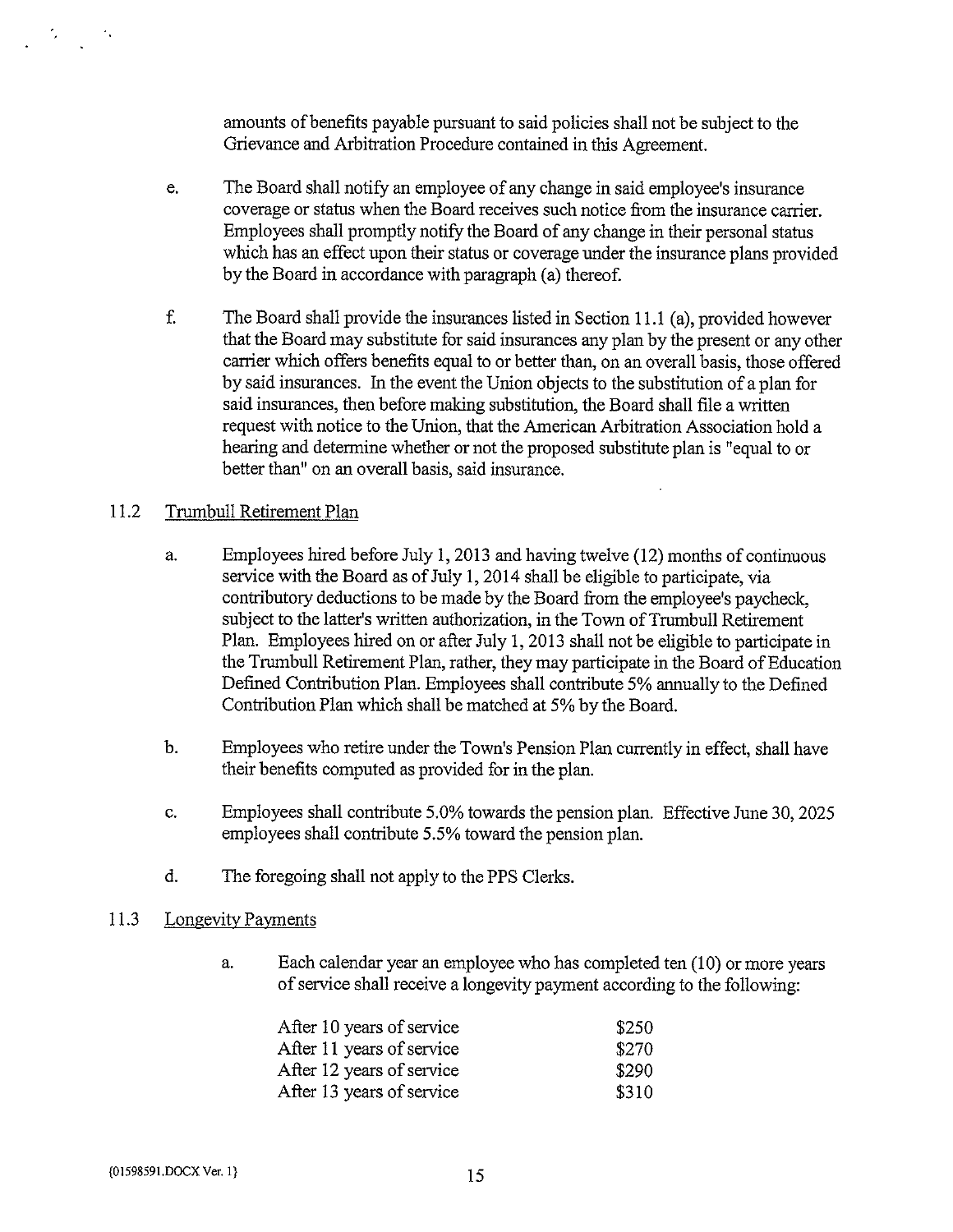amounts of benefits payable pursuant to said policies shall not be subject to the Grievance and Arbitration Procedure contained in this Agreement.

e. The Board shall notify an employee of any change in said employee's insurance coverage or status when the Board receives such notice from the insurance carrier. Employees shall promptly notify the Board of any change in their personal status which has an effect upon their status or coverage under the insurance plans provided by the Board in accordance with paragraph (a) thereof.

f. The Board shall provide the insurances listed in Section 11.1 (a), provided however that the Board may substitute for said insurances any plan by the present or any other carrier which offers benefits equal to or better than, on an overall basis, those offered by said insurances. In the event the Union objects to the substitution of a plan for said insurances, then before making substitution, the Board shall file a written request with notice to the Union, that the American Arbitration Association hold a hearing and determine whether or not the proposed substitute plan is "equal to or better than" on an overall basis, said insurance.

## 11.2 Trumbull Retirement Plan

a. Employees hired before July 1, 2013 and having twelve (12) months of continuous service with the Board as of July 1, 2014 shall be eligible to participate, via contributory deductions to be made by the Board from the employee's paycheck, subject to the latter's written authorization, in the Town of Trumbull Retirement Plan. Employees hired on or after July 1, 2013 shall not be eligible to participate in the Trumbull Retirement Plan, rather, they may participate in the Board of Education Defined Contribution Plan. Employees shall contribute 5% annually to the Defined Contribution Plan which shall be matched at 5% by the Board.

b. Employees who retire under the Town's Pension Plan currently in effect, shall have their benefits computed as provided for in the plan.

c. Employees shall contribute 5.0% towards the pension plan. Effective June 30, 2025 employees shall contribute 5.5% toward the pension plan.

d. The foregoing shall not apply to the PPS Clerks.

## 11.3 Longevity Payments

a. Each calendar year an employee who has completed ten (10) or more years of service shall receive a longevity payment according to the following:

| | |
|---|---|
| After 10 years of service | $250 |
| After 11 years of service | $270 |
| After 12 years of service | $290 |
| After 13 years of service | $310 |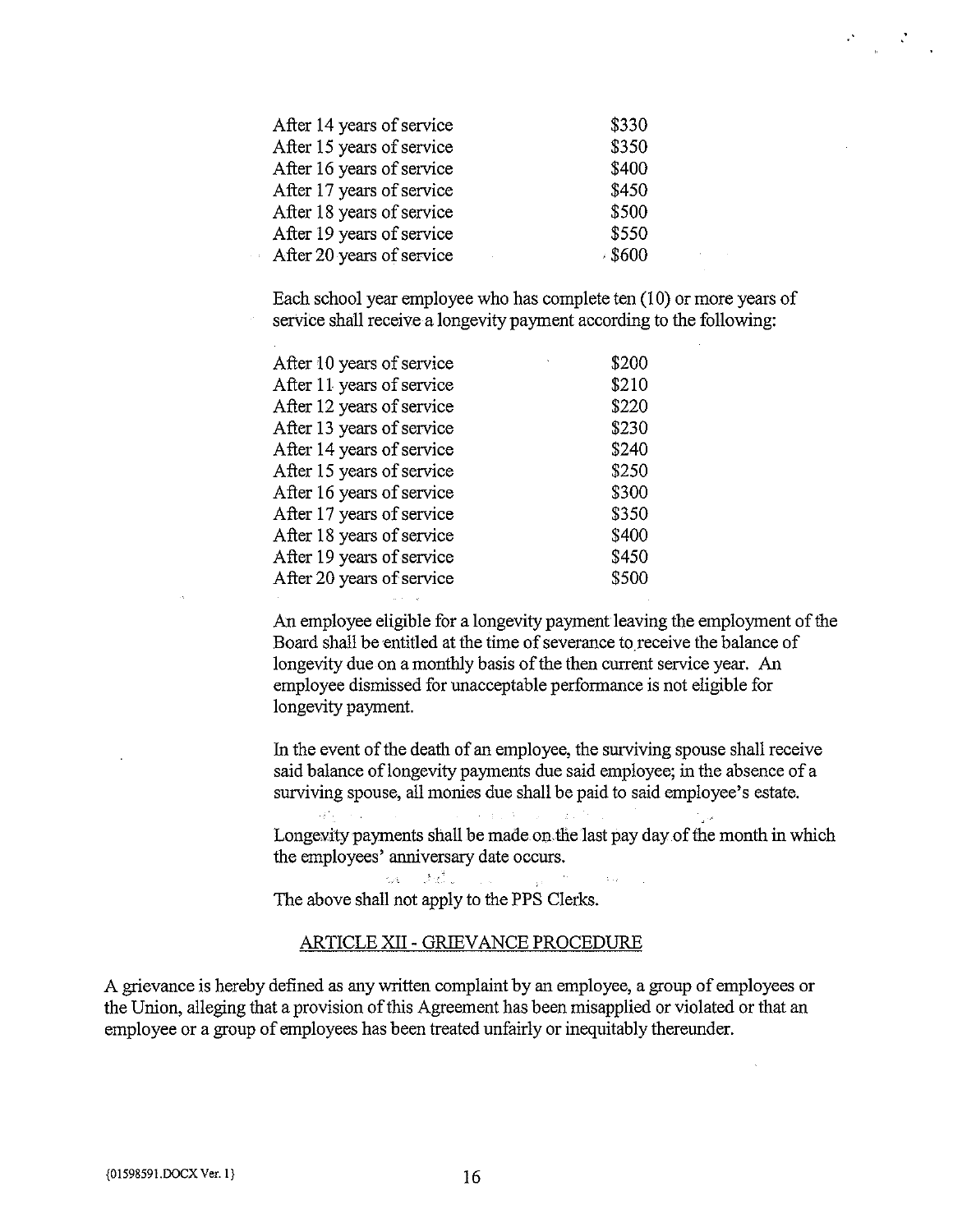| | |
|---|---|
| After 14 years of service | $330 |
| After 15 years of service | $350 |
| After 16 years of service | $400 |
| After 17 years of service | $450 |
| After 18 years of service | $500 |
| After 19 years of service | $550 |
| After 20 years of service | $600 |

Each school year employee who has complete ten (10) or more years of service shall receive a longevity payment according to the following:

| | |
|---|---|
| After 10 years of service | $200 |
| After 11 years of service | $210 |
| After 12 years of service | $220 |
| After 13 years of service | $230 |
| After 14 years of service | $240 |
| After 15 years of service | $250 |
| After 16 years of service | $300 |
| After 17 years of service | $350 |
| After 18 years of service | $400 |
| After 19 years of service | $450 |
| After 20 years of service | $500 |

An employee eligible for a longevity payment leaving the employment of the Board shall be entitled at the time of severance to receive the balance of longevity due on a monthly basis of the then current service year. An employee dismissed for unacceptable performance is not eligible for longevity payment.

In the event of the death of an employee, the surviving spouse shall receive said balance of longevity payments due said employee; in the absence of a surviving spouse, all monies due shall be paid to said employee's estate.

Longevity payments shall be made on the last pay day of the month in which the employees' anniversary date occurs.

The above shall not apply to the PPS Clerks.

## ARTICLE XII - GRIEVANCE PROCEDURE

A grievance is hereby defined as any written complaint by an employee, a group of employees or the Union, alleging that a provision of this Agreement has been misapplied or violated or that an employee or a group of employees has been treated unfairly or inequitably thereunder.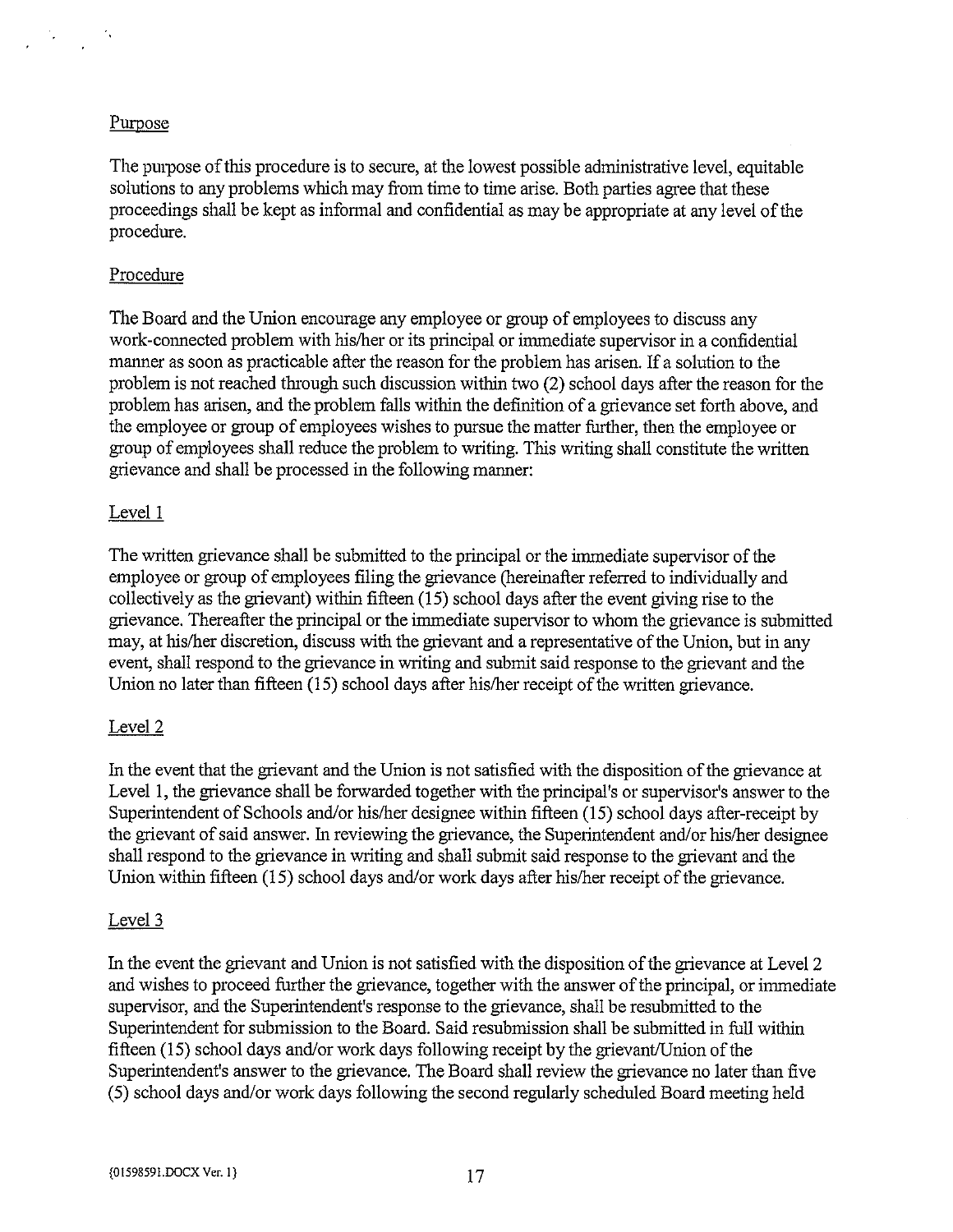Purpose

The purpose of this procedure is to secure, at the lowest possible administrative level, equitable solutions to any problems which may from time to time arise. Both parties agree that these proceedings shall be kept as informal and confidential as may be appropriate at any level of the procedure.

Procedure

The Board and the Union encourage any employee or group of employees to discuss any work-connected problem with his/her or its principal or immediate supervisor in a confidential manner as soon as practicable after the reason for the problem has arisen. If a solution to the problem is not reached through such discussion within two (2) school days after the reason for the problem has arisen, and the problem falls within the definition of a grievance set forth above, and the employee or group of employees wishes to pursue the matter further, then the employee or group of employees shall reduce the problem to writing. This writing shall constitute the written grievance and shall be processed in the following manner:

Level 1

The written grievance shall be submitted to the principal or the immediate supervisor of the employee or group of employees filing the grievance (hereinafter referred to individually and collectively as the grievant) within fifteen (15) school days after the event giving rise to the grievance. Thereafter the principal or the immediate supervisor to whom the grievance is submitted may, at his/her discretion, discuss with the grievant and a representative of the Union, but in any event, shall respond to the grievance in writing and submit said response to the grievant and the Union no later than fifteen (15) school days after his/her receipt of the written grievance.

Level 2

In the event that the grievant and the Union is not satisfied with the disposition of the grievance at Level 1, the grievance shall be forwarded together with the principal's or supervisor's answer to the Superintendent of Schools and/or his/her designee within fifteen (15) school days after-receipt by the grievant of said answer. In reviewing the grievance, the Superintendent and/or his/her designee shall respond to the grievance in writing and shall submit said response to the grievant and the Union within fifteen (15) school days and/or work days after his/her receipt of the grievance.

Level 3

In the event the grievant and Union is not satisfied with the disposition of the grievance at Level 2 and wishes to proceed further the grievance, together with the answer of the principal, or immediate supervisor, and the Superintendent's response to the grievance, shall be resubmitted to the Superintendent for submission to the Board. Said resubmission shall be submitted in full within fifteen (15) school days and/or work days following receipt by the grievant/Union of the Superintendent's answer to the grievance. The Board shall review the grievance no later than five (5) school days and/or work days following the second regularly scheduled Board meeting held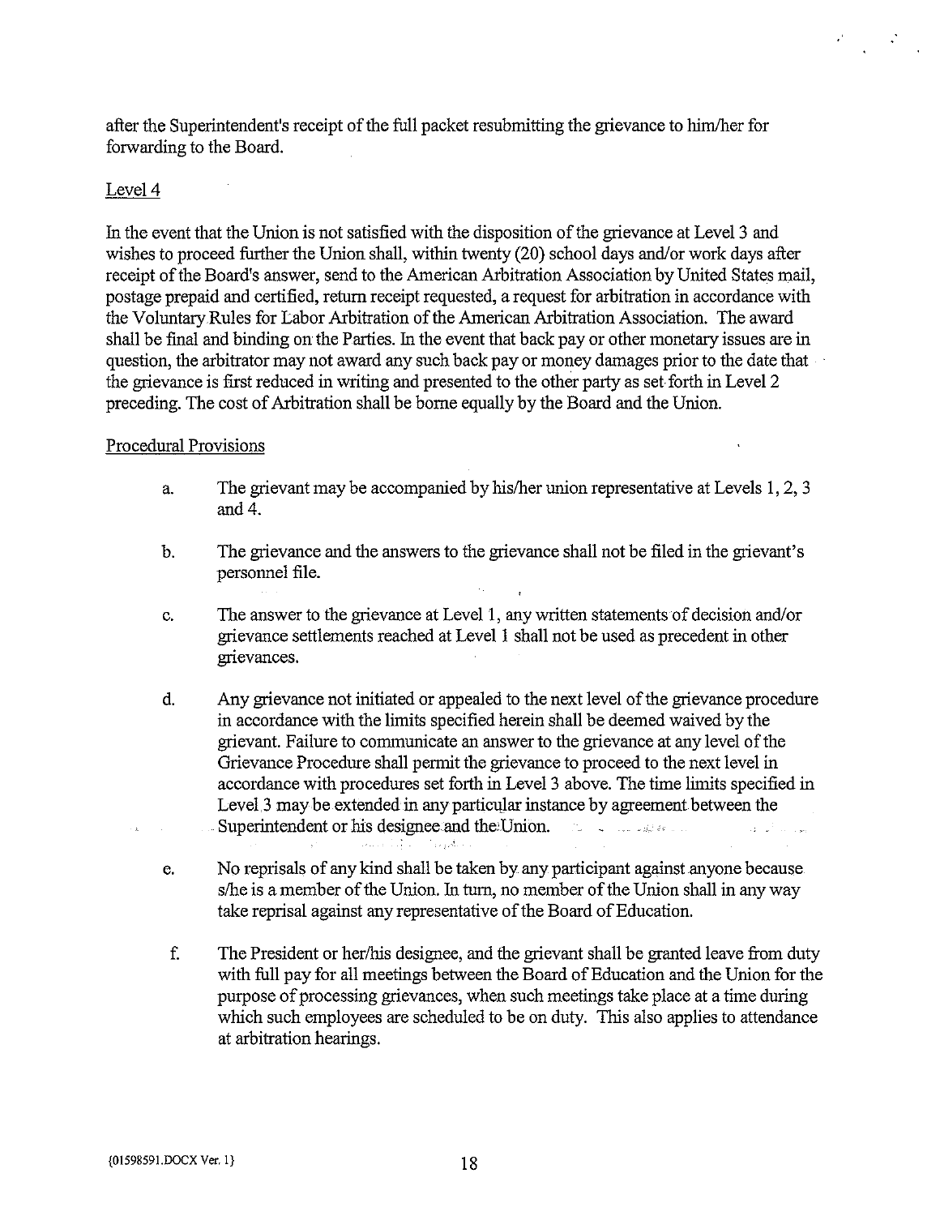after the Superintendent's receipt of the full packet resubmitting the grievance to him/her for forwarding to the Board.

Level 4

In the event that the Union is not satisfied with the disposition of the grievance at Level 3 and wishes to proceed further the Union shall, within twenty (20) school days and/or work days after receipt of the Board's answer, send to the American Arbitration Association by United States mail, postage prepaid and certified, return receipt requested, a request for arbitration in accordance with the Voluntary Rules for Labor Arbitration of the American Arbitration Association. The award shall be final and binding on the Parties. In the event that back pay or other monetary issues are in question, the arbitrator may not award any such back pay or money damages prior to the date that the grievance is first reduced in writing and presented to the other party as set forth in Level 2 preceding. The cost of Arbitration shall be borne equally by the Board and the Union.

Procedural Provisions

a. The grievant may be accompanied by his/her union representative at Levels 1, 2, 3 and 4.

b. The grievance and the answers to the grievance shall not be filed in the grievant's personnel file.

c. The answer to the grievance at Level 1, any written statements of decision and/or grievance settlements reached at Level 1 shall not be used as precedent in other grievances.

d. Any grievance not initiated or appealed to the next level of the grievance procedure in accordance with the limits specified herein shall be deemed waived by the grievant. Failure to communicate an answer to the grievance at any level of the Grievance Procedure shall permit the grievance to proceed to the next level in accordance with procedures set forth in Level 3 above. The time limits specified in Level 3 may be extended in any particular instance by agreement between the Superintendent or his designee and the Union.

e. No reprisals of any kind shall be taken by any participant against anyone because s/he is a member of the Union. In turn, no member of the Union shall in any way take reprisal against any representative of the Board of Education.

f. The President or her/his designee, and the grievant shall be granted leave from duty with full pay for all meetings between the Board of Education and the Union for the purpose of processing grievances, when such meetings take place at a time during which such employees are scheduled to be on duty. This also applies to attendance at arbitration hearings.

{01598591.DOCX Ver. 1}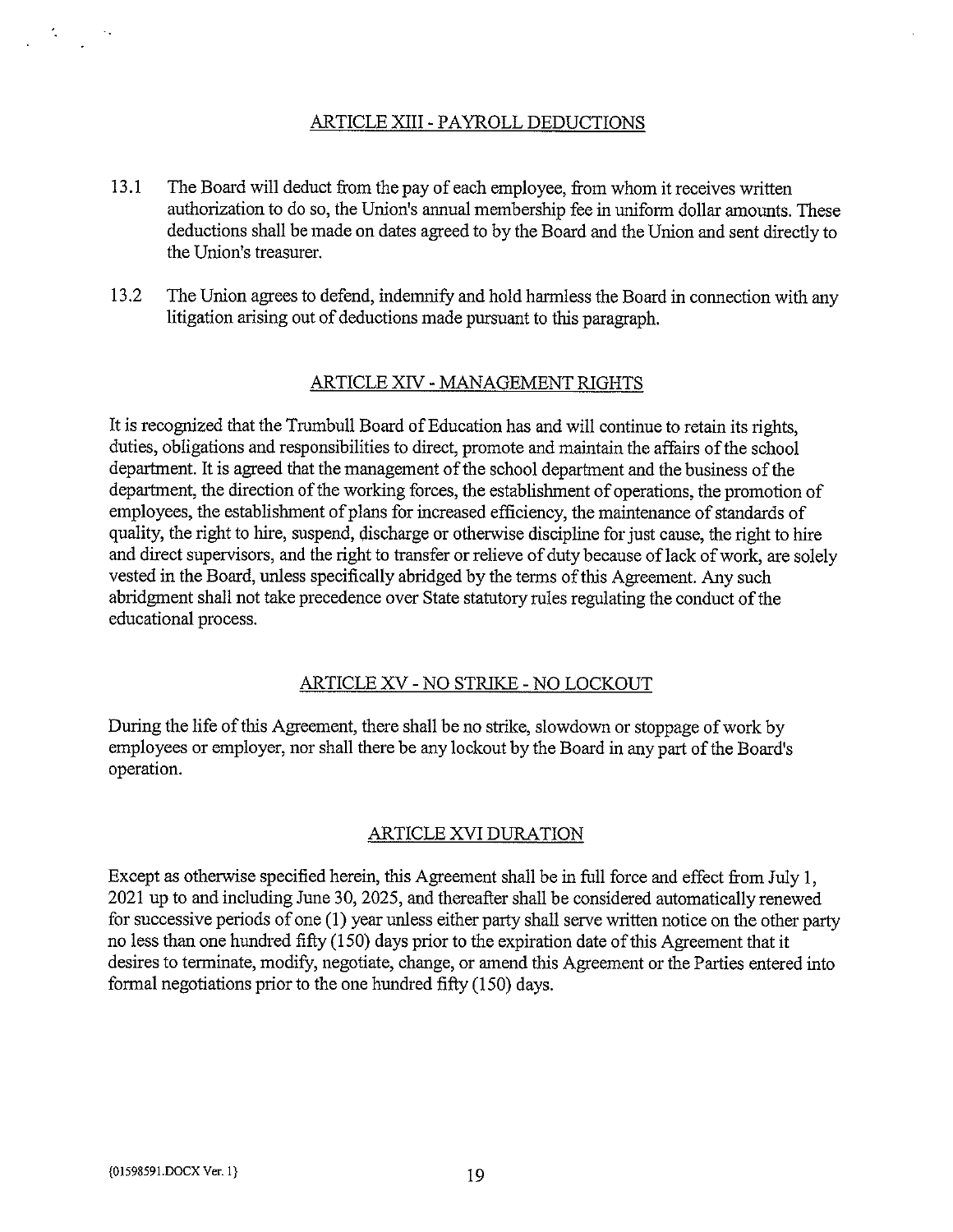## ARTICLE XIII - PAYROLL DEDUCTIONS

13.1 The Board will deduct from the pay of each employee, from whom it receives written authorization to do so, the Union's annual membership fee in uniform dollar amounts. These deductions shall be made on dates agreed to by the Board and the Union and sent directly to the Union's treasurer.

13.2 The Union agrees to defend, indemnify and hold harmless the Board in connection with any litigation arising out of deductions made pursuant to this paragraph.

## ARTICLE XIV - MANAGEMENT RIGHTS

It is recognized that the Trumbull Board of Education has and will continue to retain its rights, duties, obligations and responsibilities to direct, promote and maintain the affairs of the school department. It is agreed that the management of the school department and the business of the department, the direction of the working forces, the establishment of operations, the promotion of employees, the establishment of plans for increased efficiency, the maintenance of standards of quality, the right to hire, suspend, discharge or otherwise discipline for just cause, the right to hire and direct supervisors, and the right to transfer or relieve of duty because of lack of work, are solely vested in the Board, unless specifically abridged by the terms of this Agreement. Any such abridgment shall not take precedence over State statutory rules regulating the conduct of the educational process.

## ARTICLE XV - NO STRIKE - NO LOCKOUT

During the life of this Agreement, there shall be no strike, slowdown or stoppage of work by employees or employer, nor shall there be any lockout by the Board in any part of the Board's operation.

## ARTICLE XVI DURATION

Except as otherwise specified herein, this Agreement shall be in full force and effect from July 1, 2021 up to and including June 30, 2025, and thereafter shall be considered automatically renewed for successive periods of one (1) year unless either party shall serve written notice on the other party no less than one hundred fifty (150) days prior to the expiration date of this Agreement that it desires to terminate, modify, negotiate, change, or amend this Agreement or the Parties entered into formal negotiations prior to the one hundred fifty (150) days.

{01598591.DOCX Ver. 1}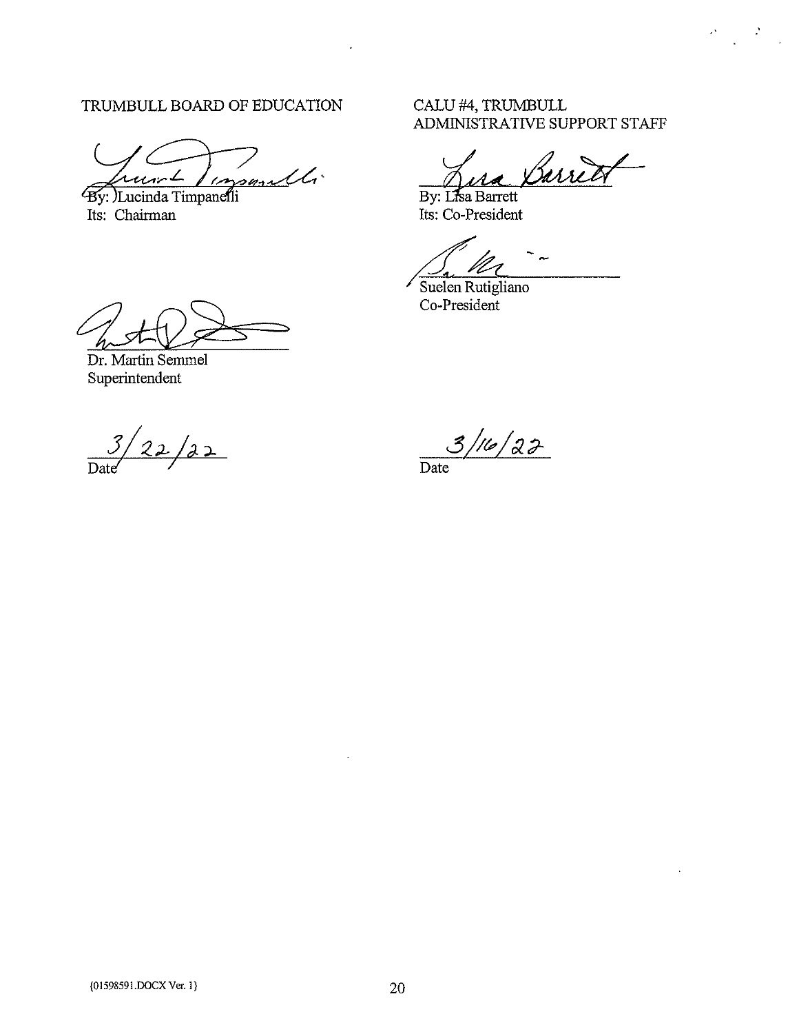TRUMBULL BOARD OF EDUCATION

By: Lucinda Timpanelli
Its: Chairman

Dr. Martin Semmel
Superintendent

3/22/22
Date

CALU #4, TRUMBULL
ADMINISTRATIVE SUPPORT STAFF

By: Lisa Barrett
Its: Co-President

Suelen Rutigliano
Co-President

3/16/22
Date

{01598591.DOCX Ver. 1}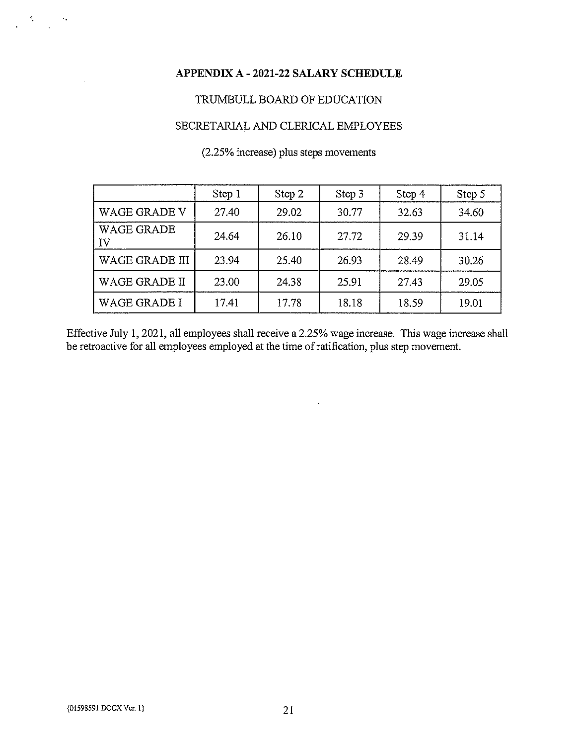# APPENDIX A - 2021-22 SALARY SCHEDULE

TRUMBULL BOARD OF EDUCATION

SECRETARIAL AND CLERICAL EMPLOYEES

(2.25% increase) plus steps movements

| | Step 1 | Step 2 | Step 3 | Step 4 | Step 5 |
|---|---|---|---|---|---|
| WAGE GRADE V | 27.40 | 29.02 | 30.77 | 32.63 | 34.60 |
| WAGE GRADE IV | 24.64 | 26.10 | 27.72 | 29.39 | 31.14 |
| WAGE GRADE III | 23.94 | 25.40 | 26.93 | 28.49 | 30.26 |
| WAGE GRADE II | 23.00 | 24.38 | 25.91 | 27.43 | 29.05 |
| WAGE GRADE I | 17.41 | 17.78 | 18.18 | 18.59 | 19.01 |

Effective July 1, 2021, all employees shall receive a 2.25% wage increase. This wage increase shall be retroactive for all employees employed at the time of ratification, plus step movement.

{01598591.DOCX Ver. 1}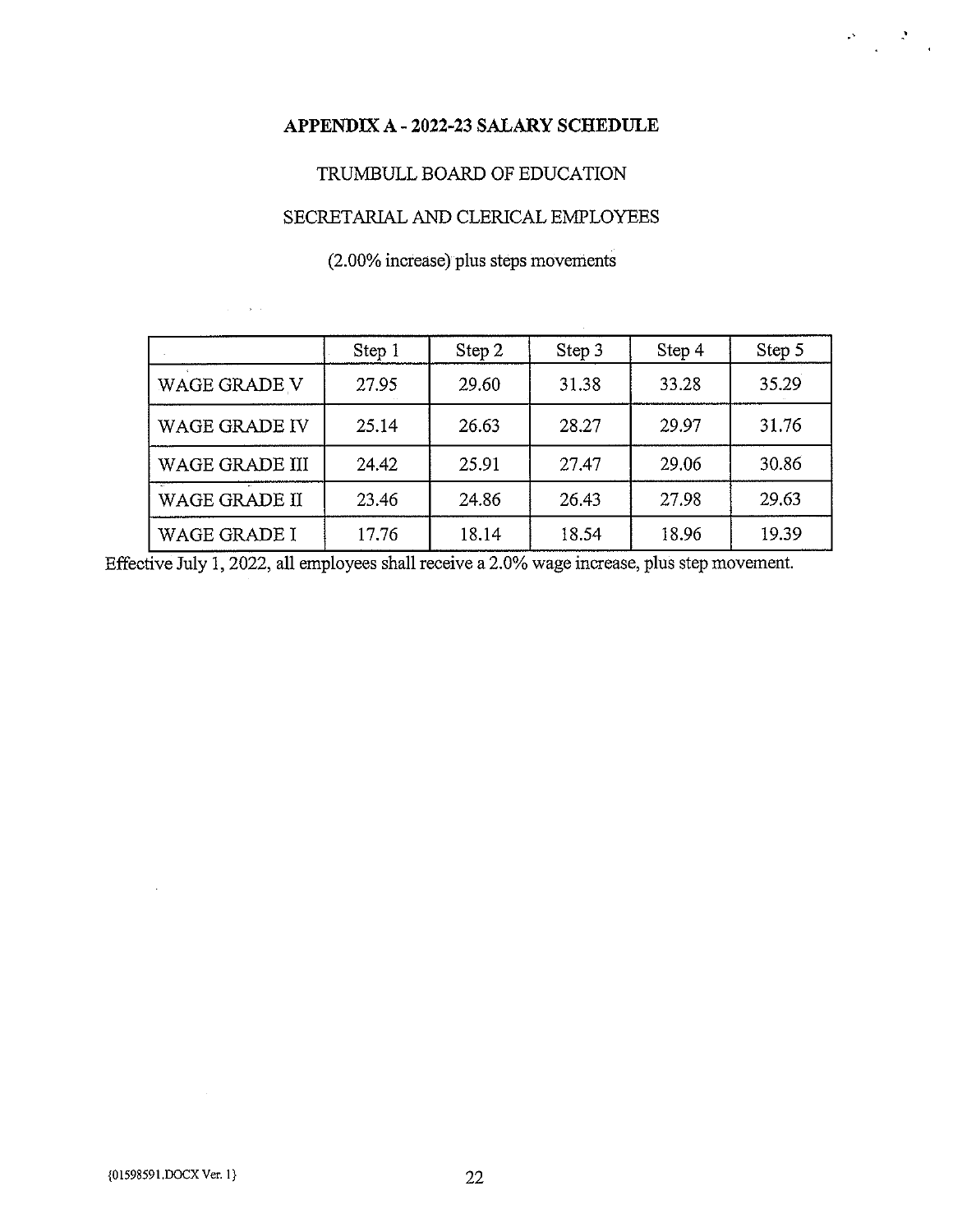## APPENDIX A - 2022-23 SALARY SCHEDULE

TRUMBULL BOARD OF EDUCATION

SECRETARIAL AND CLERICAL EMPLOYEES

(2.00% increase) plus steps movements

| | Step 1 | Step 2 | Step 3 | Step 4 | Step 5 |
|---|---|---|---|---|---|
| WAGE GRADE V | 27.95 | 29.60 | 31.38 | 33.28 | 35.29 |
| WAGE GRADE IV | 25.14 | 26.63 | 28.27 | 29.97 | 31.76 |
| WAGE GRADE III | 24.42 | 25.91 | 27.47 | 29.06 | 30.86 |
| WAGE GRADE II | 23.46 | 24.86 | 26.43 | 27.98 | 29.63 |
| WAGE GRADE I | 17.76 | 18.14 | 18.54 | 18.96 | 19.39 |

Effective July 1, 2022, all employees shall receive a 2.0% wage increase, plus step movement.

{01598591.DOCX Ver. 1}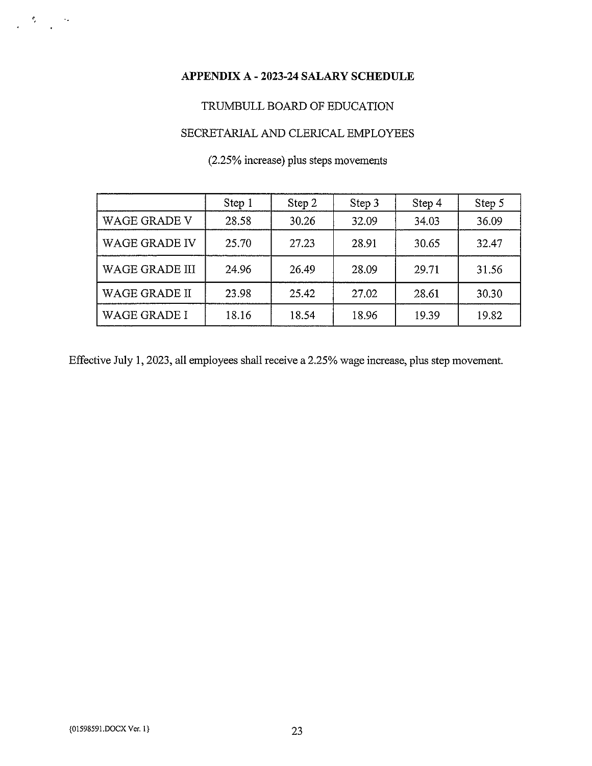## APPENDIX A - 2023-24 SALARY SCHEDULE

TRUMBULL BOARD OF EDUCATION

SECRETARIAL AND CLERICAL EMPLOYEES

(2.25% increase) plus steps movements

| | Step 1 | Step 2 | Step 3 | Step 4 | Step 5 |
|---|---|---|---|---|---|
| WAGE GRADE V | 28.58 | 30.26 | 32.09 | 34.03 | 36.09 |
| WAGE GRADE IV | 25.70 | 27.23 | 28.91 | 30.65 | 32.47 |
| WAGE GRADE III | 24.96 | 26.49 | 28.09 | 29.71 | 31.56 |
| WAGE GRADE II | 23.98 | 25.42 | 27.02 | 28.61 | 30.30 |
| WAGE GRADE I | 18.16 | 18.54 | 18.96 | 19.39 | 19.82 |

Effective July 1, 2023, all employees shall receive a 2.25% wage increase, plus step movement.

{01598591.DOCX Ver. 1}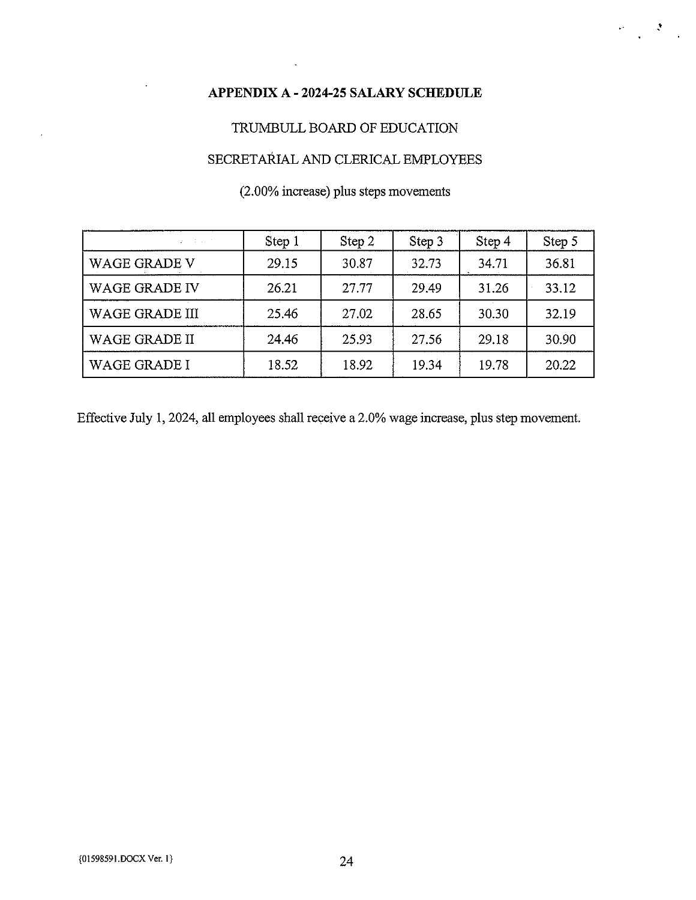# APPENDIX A - 2024-25 SALARY SCHEDULE

TRUMBULL BOARD OF EDUCATION

SECRETARIAL AND CLERICAL EMPLOYEES

(2.00% increase) plus steps movements

| | Step 1 | Step 2 | Step 3 | Step 4 | Step 5 |
|---|---|---|---|---|---|
| WAGE GRADE V | 29.15 | 30.87 | 32.73 | 34.71 | 36.81 |
| WAGE GRADE IV | 26.21 | 27.77 | 29.49 | 31.26 | 33.12 |
| WAGE GRADE III | 25.46 | 27.02 | 28.65 | 30.30 | 32.19 |
| WAGE GRADE II | 24.46 | 25.93 | 27.56 | 29.18 | 30.90 |
| WAGE GRADE I | 18.52 | 18.92 | 19.34 | 19.78 | 20.22 |

Effective July 1, 2024, all employees shall receive a 2.0% wage increase, plus step movement.

{01598591.DOCX Ver. 1}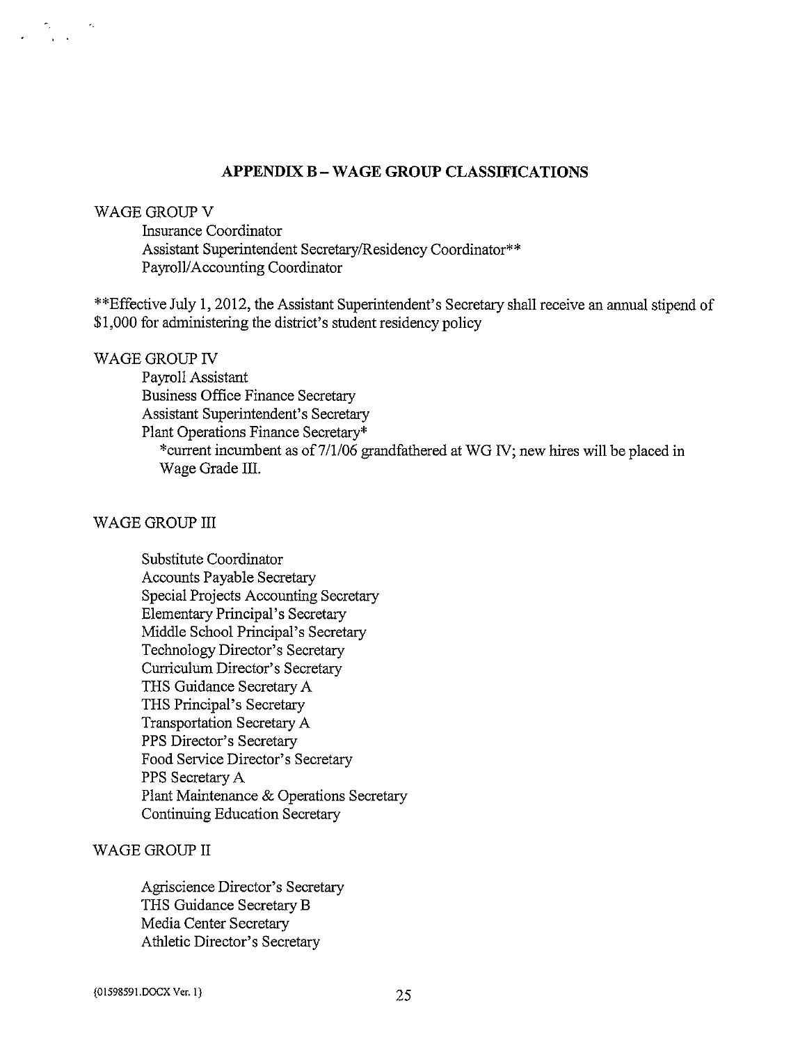## APPENDIX B – WAGE GROUP CLASSIFICATIONS

WAGE GROUP V

- Insurance Coordinator
- Assistant Superintendent Secretary/Residency Coordinator**
- Payroll/Accounting Coordinator

**Effective July 1, 2012, the Assistant Superintendent's Secretary shall receive an annual stipend of $1,000 for administering the district's student residency policy

WAGE GROUP IV

- Payroll Assistant
- Business Office Finance Secretary
- Assistant Superintendent's Secretary
- Plant Operations Finance Secretary*
  - *current incumbent as of 7/1/06 grandfathered at WG IV; new hires will be placed in Wage Grade III.

WAGE GROUP III

- Substitute Coordinator
- Accounts Payable Secretary
- Special Projects Accounting Secretary
- Elementary Principal's Secretary
- Middle School Principal's Secretary
- Technology Director's Secretary
- Curriculum Director's Secretary
- THS Guidance Secretary A
- THS Principal's Secretary
- Transportation Secretary A
- PPS Director's Secretary
- Food Service Director's Secretary
- PPS Secretary A
- Plant Maintenance & Operations Secretary
- Continuing Education Secretary

WAGE GROUP II

- Agriscience Director's Secretary
- THS Guidance Secretary B
- Media Center Secretary
- Athletic Director's Secretary

{01598591.DOCX Ver. 1}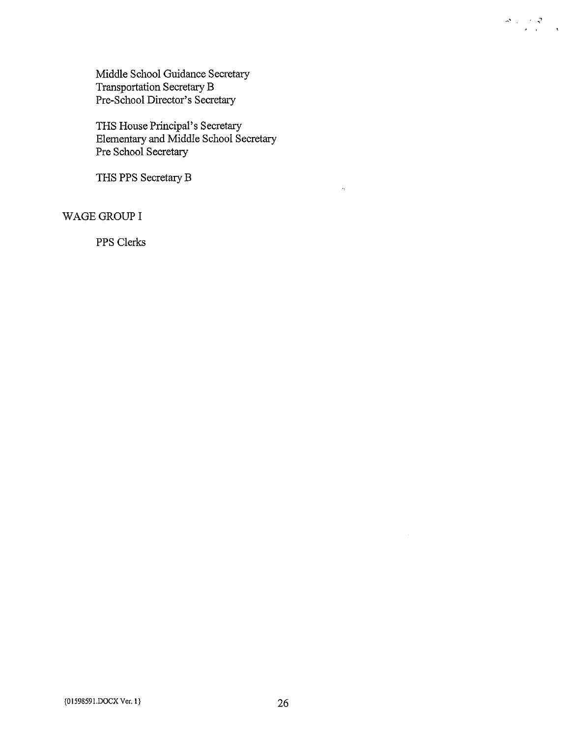Middle School Guidance Secretary
Transportation Secretary B
Pre-School Director's Secretary

THS House Principal's Secretary
Elementary and Middle School Secretary
Pre School Secretary

THS PPS Secretary B

WAGE GROUP I

PPS Clerks

{01598591.DOCX Ver. 1}